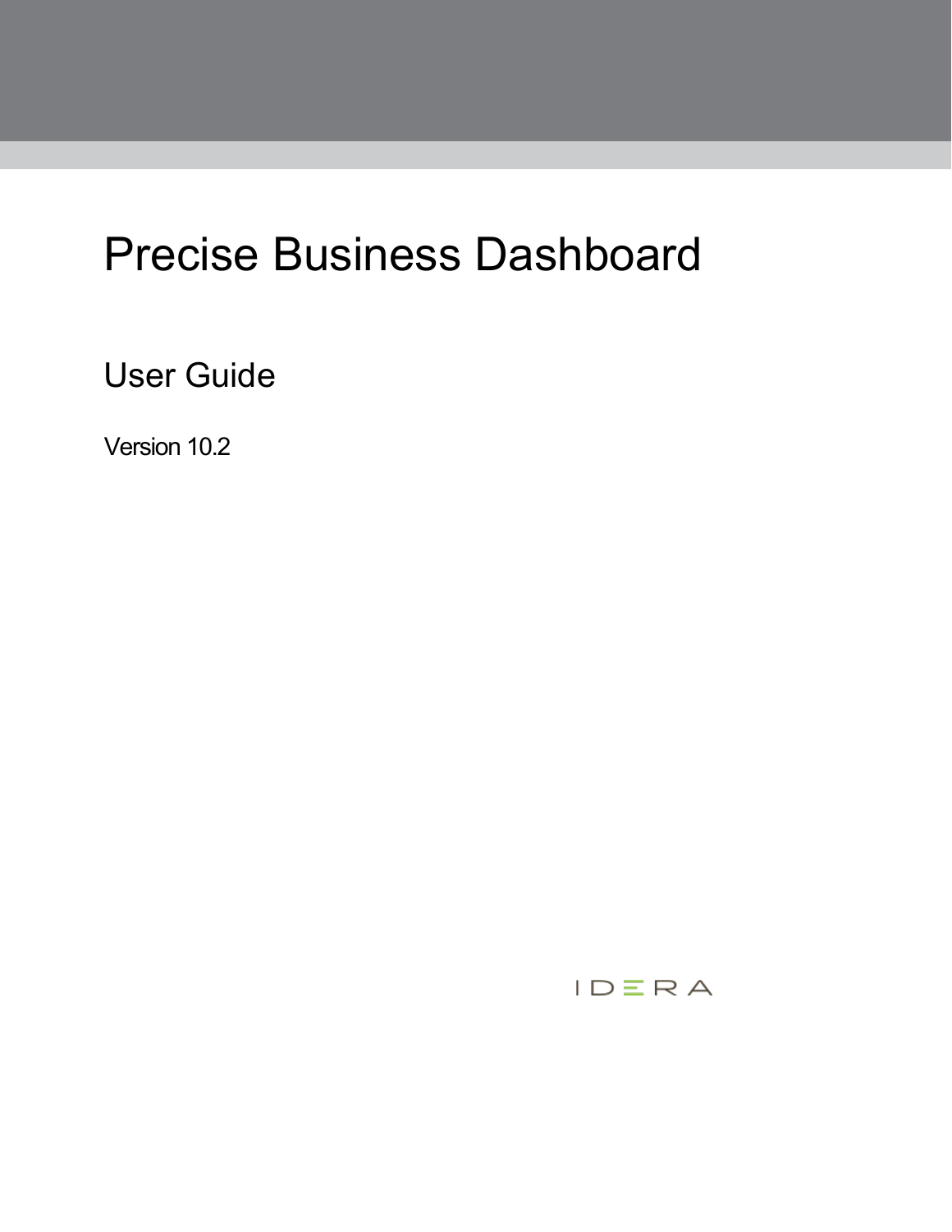# Precise Business Dashboard

## User Guide

Version 10.2

IDERA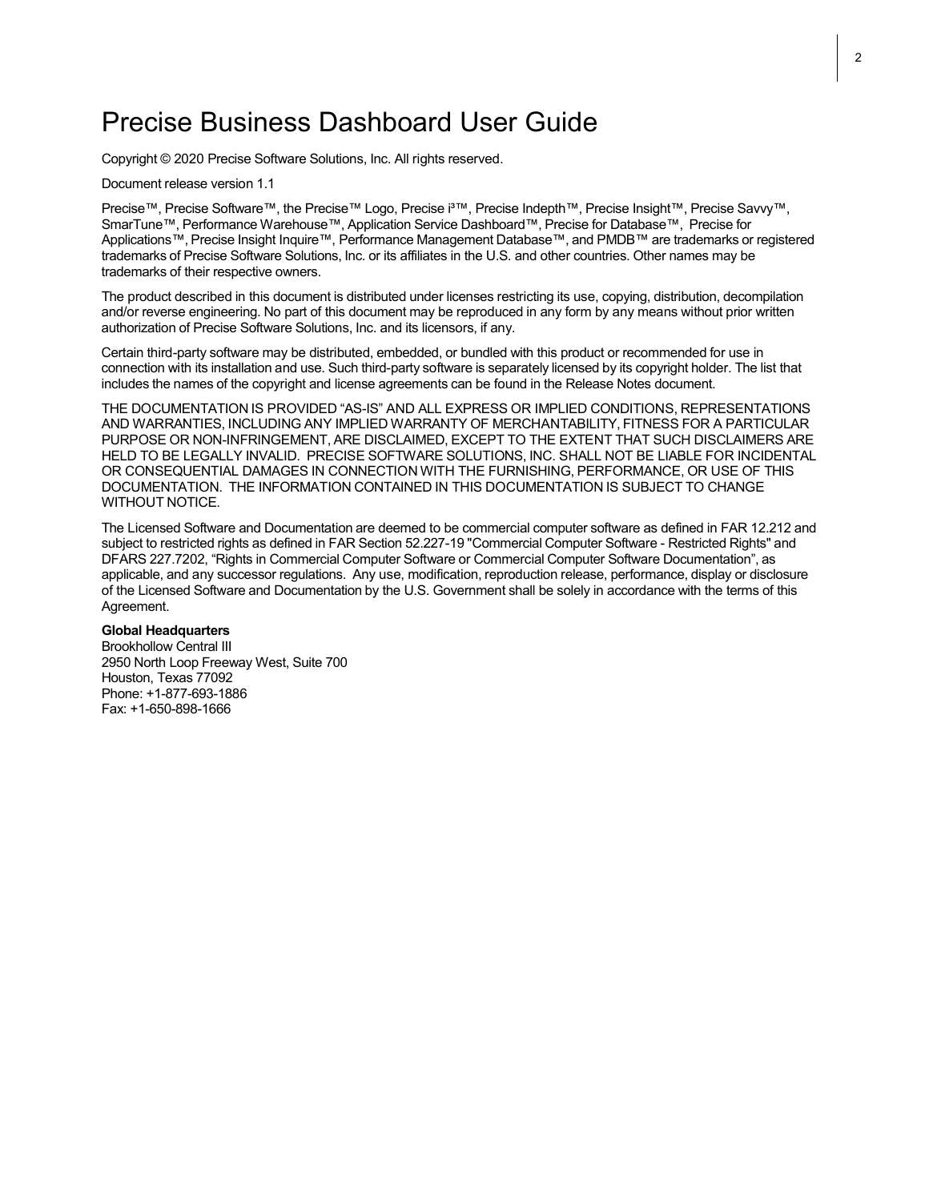# Precise Business Dashboard User Guide

Copyright © 2020 Precise Software Solutions, Inc. All rights reserved.

Document release version 1.1

Precise™, Precise Software™, the Precise™ Logo, Precise i³™, Precise Indepth™, Precise Insight™, Precise Savvy™, SmarTune™, Performance Warehouse™, Application Service Dashboard™, Precise for Database™, Precise for Applications™, Precise Insight Inquire™, Performance Management Database™, and PMDB™ are trademarks or registered trademarks of Precise Software Solutions, Inc. or its affiliates in the U.S. and other countries. Other names may be trademarks of their respective owners.

The product described in this document is distributed under licenses restricting its use, copying, distribution, decompilation and/or reverse engineering. No part of this document may be reproduced in any form by any means without prior written authorization of Precise Software Solutions, Inc. and its licensors, if any.

Certain third-party software may be distributed, embedded, or bundled with this product or recommended for use in connection with its installation and use. Such third-party software is separately licensed by its copyright holder. The list that includes the names of the copyright and license agreements can be found in the Release Notes document.

THE DOCUMENTATION IS PROVIDED "AS-IS" AND ALL EXPRESS OR IMPLIED CONDITIONS, REPRESENTATIONS AND WARRANTIES, INCLUDING ANY IMPLIED WARRANTY OF MERCHANTABILITY, FITNESS FOR A PARTICULAR PURPOSE OR NON-INFRINGEMENT, ARE DISCLAIMED, EXCEPT TO THE EXTENT THAT SUCH DISCLAIMERS ARE HELD TO BE LEGALLY INVALID. PRECISE SOFTWARE SOLUTIONS, INC. SHALL NOT BE LIABLE FOR INCIDENTAL OR CONSEQUENTIAL DAMAGES IN CONNECTION WITH THE FURNISHING, PERFORMANCE, OR USE OF THIS DOCUMENTATION. THE INFORMATION CONTAINED IN THIS DOCUMENTATION IS SUBJECT TO CHANGE WITHOUT NOTICE.

The Licensed Software and Documentation are deemed to be commercial computer software as defined in FAR 12.212 and subject to restricted rights as defined in FAR Section 52.227-19 "Commercial Computer Software - Restricted Rights" and DFARS 227.7202, "Rights in Commercial Computer Software or Commercial Computer Software Documentation", as applicable, and any successor regulations. Any use, modification, reproduction release, performance, display or disclosure of the Licensed Software and Documentation by the U.S. Government shall be solely in accordance with the terms of this Agreement.

**Global Headquarters**
Brookhollow Central III
2950 North Loop Freeway West, Suite 700
Houston, Texas 77092
Phone: +1-877-693-1886
Fax: +1-650-898-1666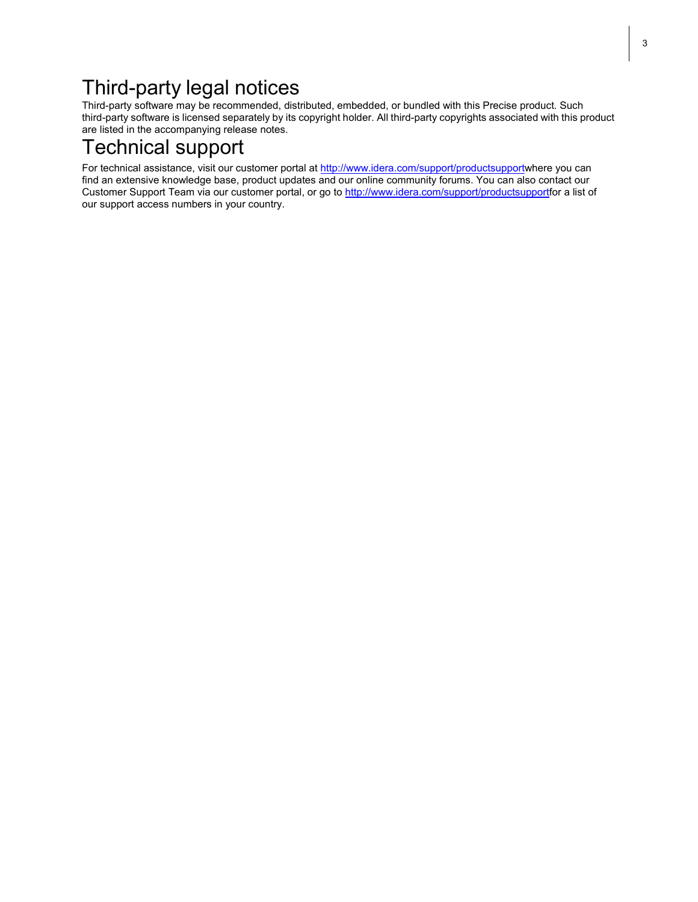# Third-party legal notices

Third-party software may be recommended, distributed, embedded, or bundled with this Precise product. Such third-party software is licensed separately by its copyright holder. All third-party copyrights associated with this product are listed in the accompanying release notes.

# Technical support

For technical assistance, visit our customer portal at [http://www.idera.com/support/productsupport](http://www.idera.com/support/productsupport)where you can find an extensive knowledge base, product updates and our online community forums. You can also contact our Customer Support Team via our customer portal, or go to [http://www.idera.com/support/productsupport](http://www.idera.com/support/productsupport)for a list of our support access numbers in your country.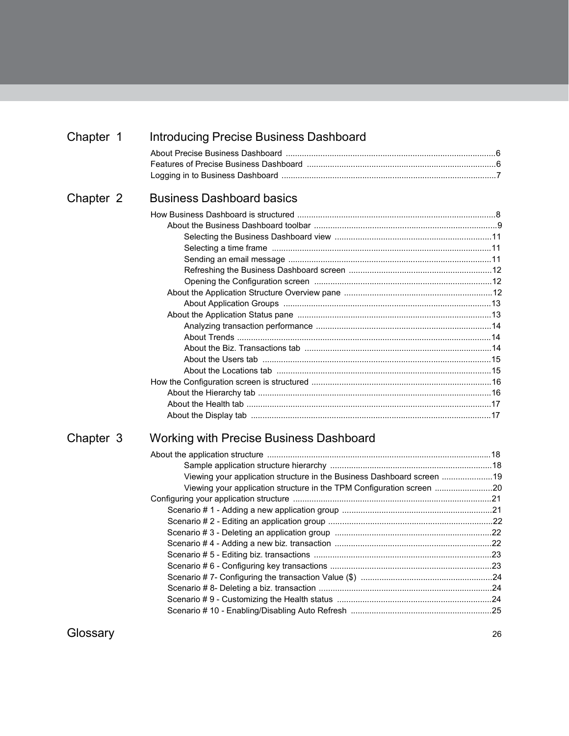## Chapter 1 Introducing Precise Business Dashboard

About Precise Business Dashboard .......................................................................................6
Features of Precise Business Dashboard ...............................................................................6
Logging in to Business Dashboard ........................................................................................7

## Chapter 2 Business Dashboard basics

How Business Dashboard is structured ...................................................................................8
- About the Business Dashboard toolbar ..........................................................................9
  - Selecting the Business Dashboard view .................................................................11
  - Selecting a time frame ...........................................................................................11
  - Sending an email message .....................................................................................11
  - Refreshing the Business Dashboard screen ...........................................................12
  - Opening the Configuration screen .........................................................................12
- About the Application Structure Overview pane ..............................................................12
  - About Application Groups .......................................................................................13
- About the Application Status pane .................................................................................13
  - Analyzing transaction performance .........................................................................14
  - About Trends ..........................................................................................................14
  - About the Biz. Transactions tab ..............................................................................14
  - About the Users tab ................................................................................................15
  - About the Locations tab ..........................................................................................15

How the Configuration screen is structured ..........................................................................16
- About the Hierarchy tab ..................................................................................................16
- About the Health tab .......................................................................................................17
- About the Display tab .....................................................................................................17

## Chapter 3 Working with Precise Business Dashboard

About the application structure .............................................................................................18
- Sample application structure hierarchy ...................................................................18
- Viewing your application structure in the Business Dashboard screen .....................19
- Viewing your application structure in the TPM Configuration screen ........................20

Configuring your application structure ..................................................................................21
- Scenario # 1 - Adding a new application group ...............................................................21
- Scenario # 2 - Editing an application group .....................................................................22
- Scenario # 3 - Deleting an application group ..................................................................22
- Scenario # 4 - Adding a new biz. transaction ..................................................................22
- Scenario # 5 - Editing biz. transactions ...........................................................................23
- Scenario # 6 - Configuring key transactions ....................................................................23
- Scenario # 7- Configuring the transaction Value ($) ........................................................24
- Scenario # 8- Deleting a biz. transaction .........................................................................24
- Scenario # 9 - Customizing the Health status .................................................................24
- Scenario # 10 - Enabling/Disabling Auto Refresh ...........................................................25

## Glossary 26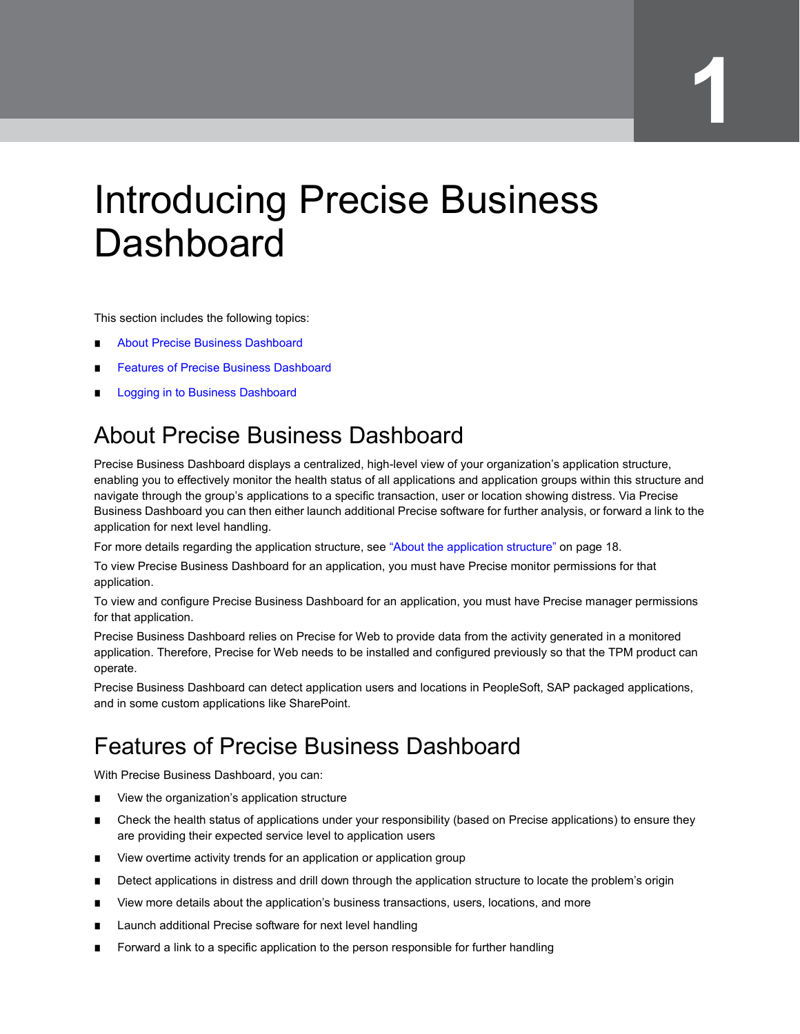# 1

# Introducing Precise Business Dashboard

This section includes the following topics:

- About Precise Business Dashboard
- Features of Precise Business Dashboard
- Logging in to Business Dashboard

## About Precise Business Dashboard

Precise Business Dashboard displays a centralized, high-level view of your organization's application structure, enabling you to effectively monitor the health status of all applications and application groups within this structure and navigate through the group's applications to a specific transaction, user or location showing distress. Via Precise Business Dashboard you can then either launch additional Precise software for further analysis, or forward a link to the application for next level handling.

For more details regarding the application structure, see "About the application structure" on page 18.

To view Precise Business Dashboard for an application, you must have Precise monitor permissions for that application.

To view and configure Precise Business Dashboard for an application, you must have Precise manager permissions for that application.

Precise Business Dashboard relies on Precise for Web to provide data from the activity generated in a monitored application. Therefore, Precise for Web needs to be installed and configured previously so that the TPM product can operate.

Precise Business Dashboard can detect application users and locations in PeopleSoft, SAP packaged applications, and in some custom applications like SharePoint.

## Features of Precise Business Dashboard

With Precise Business Dashboard, you can:

- View the organization's application structure
- Check the health status of applications under your responsibility (based on Precise applications) to ensure they are providing their expected service level to application users
- View overtime activity trends for an application or application group
- Detect applications in distress and drill down through the application structure to locate the problem's origin
- View more details about the application's business transactions, users, locations, and more
- Launch additional Precise software for next level handling
- Forward a link to a specific application to the person responsible for further handling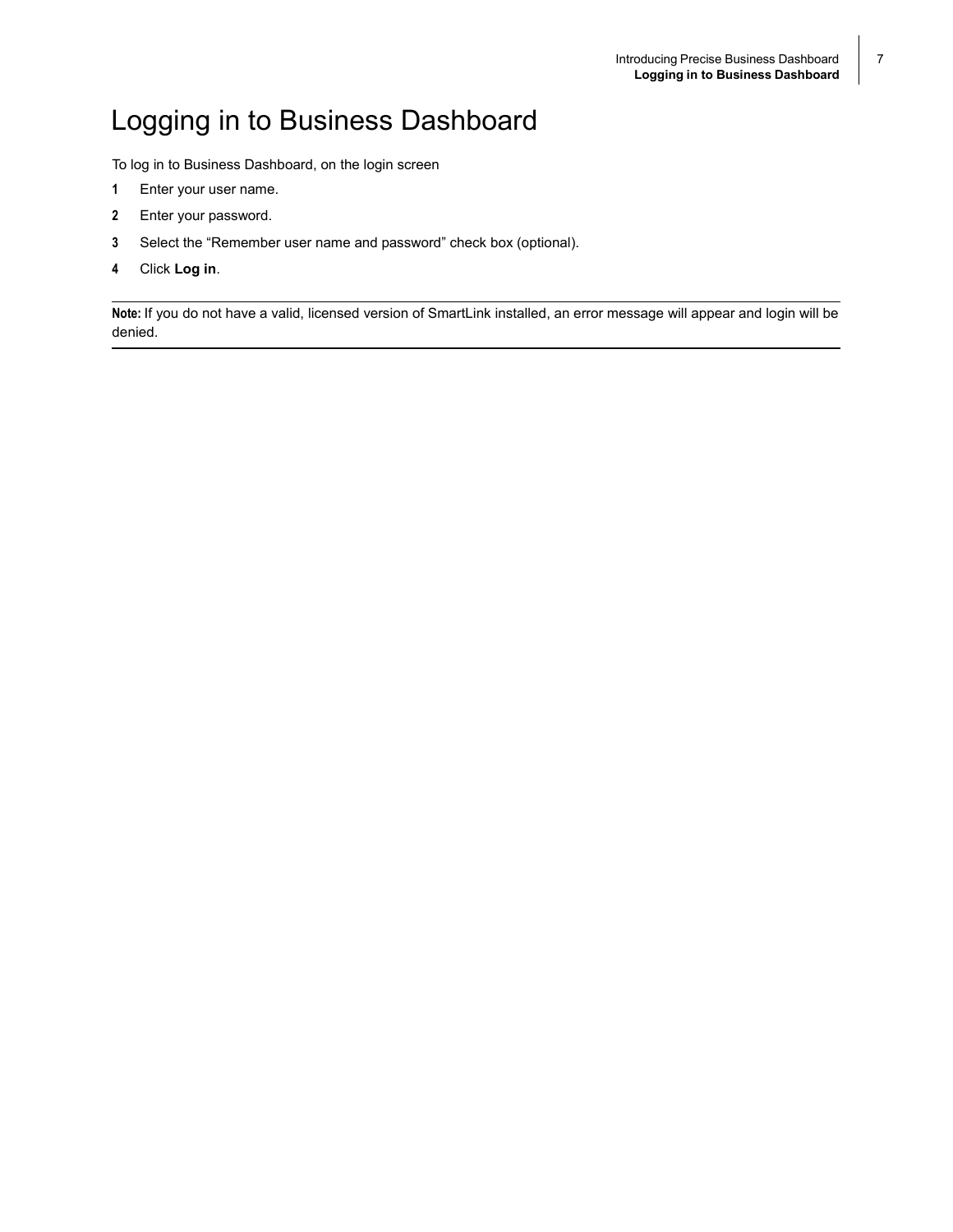# Logging in to Business Dashboard

To log in to Business Dashboard, on the login screen

1. Enter your user name.
2. Enter your password.
3. Select the “Remember user name and password” check box (optional).
4. Click **Log in**.

---

**Note:** If you do not have a valid, licensed version of SmartLink installed, an error message will appear and login will be denied.

---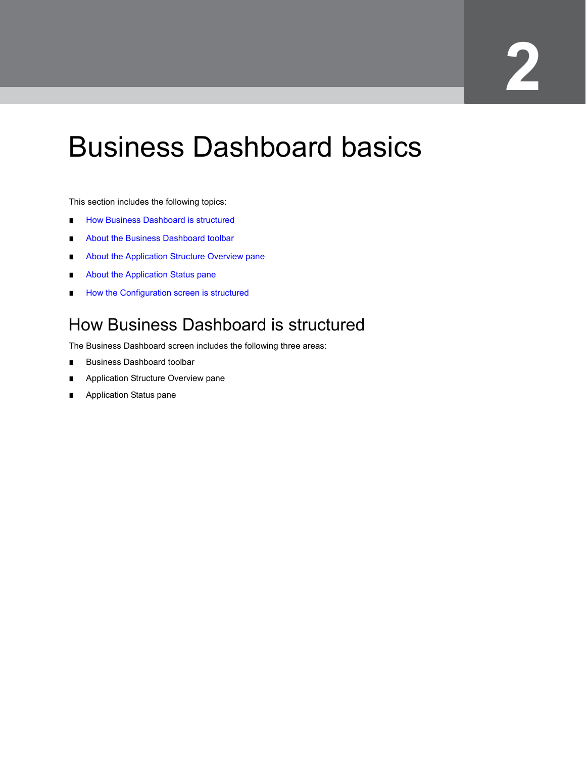# 2 Business Dashboard basics

This section includes the following topics:

- How Business Dashboard is structured
- About the Business Dashboard toolbar
- About the Application Structure Overview pane
- About the Application Status pane
- How the Configuration screen is structured

## How Business Dashboard is structured

The Business Dashboard screen includes the following three areas:

- Business Dashboard toolbar
- Application Structure Overview pane
- Application Status pane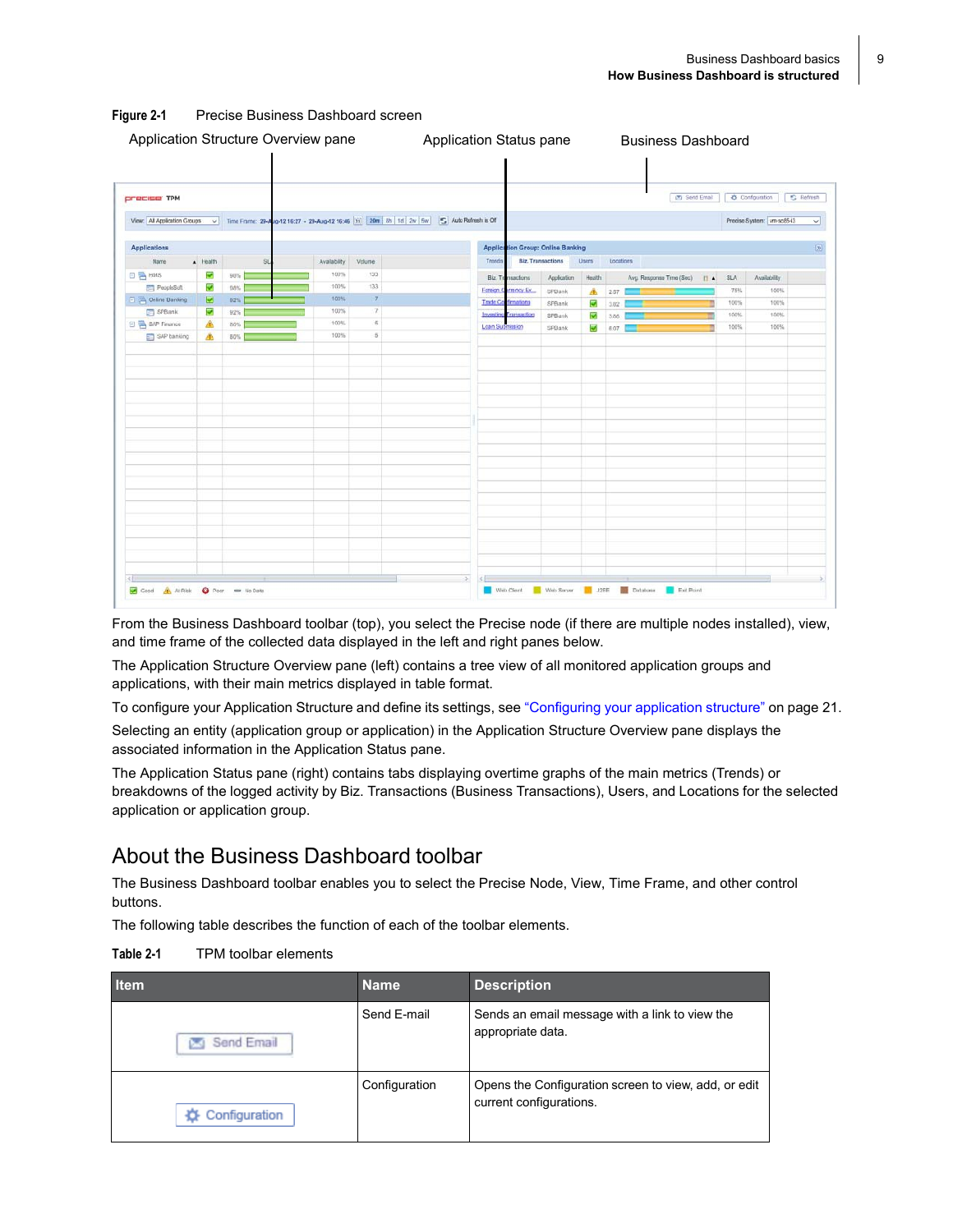**Figure 2-1** Precise Business Dashboard screen

Application Structure Overview pane

Application Status pane

Business Dashboard

From the Business Dashboard toolbar (top), you select the Precise node (if there are multiple nodes installed), view, and time frame of the collected data displayed in the left and right panes below.

The Application Structure Overview pane (left) contains a tree view of all monitored application groups and applications, with their main metrics displayed in table format.

To configure your Application Structure and define its settings, see "Configuring your application structure" on page 21.

Selecting an entity (application group or application) in the Application Structure Overview pane displays the associated information in the Application Status pane.

The Application Status pane (right) contains tabs displaying overtime graphs of the main metrics (Trends) or breakdowns of the logged activity by Biz. Transactions (Business Transactions), Users, and Locations for the selected application or application group.

## About the Business Dashboard toolbar

The Business Dashboard toolbar enables you to select the Precise Node, View, Time Frame, and other control buttons.

The following table describes the function of each of the toolbar elements.

**Table 2-1** TPM toolbar elements

| Item | Name | Description |
|---|---|---|
| Send Email | Send E-mail | Sends an email message with a link to view the appropriate data. |
| Configuration | Configuration | Opens the Configuration screen to view, add, or edit current configurations. |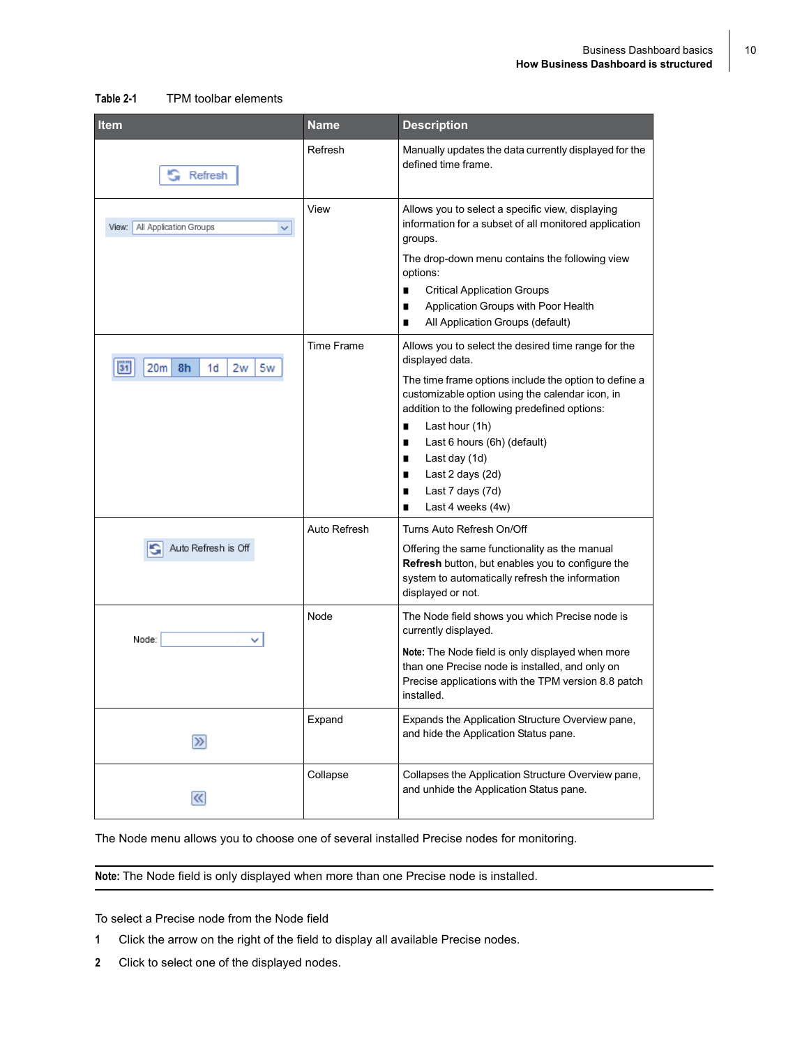**Table 2-1** TPM toolbar elements

| Item | Name | Description |
|---|---|---|
| Refresh | Refresh | Manually updates the data currently displayed for the defined time frame. |
| View: All Application Groups | View | Allows you to select a specific view, displaying information for a subset of all monitored application groups.<br><br>The drop-down menu contains the following view options:<br>■ Critical Application Groups<br>■ Application Groups with Poor Health<br>■ All Application Groups (default) |
| 31 20m 8h 1d 2w 5w | Time Frame | Allows you to select the desired time range for the displayed data.<br><br>The time frame options include the option to define a customizable option using the calendar icon, in addition to the following predefined options:<br>■ Last hour (1h)<br>■ Last 6 hours (6h) (default)<br>■ Last day (1d)<br>■ Last 2 days (2d)<br>■ Last 7 days (7d)<br>■ Last 4 weeks (4w) |
| Auto Refresh is Off | Auto Refresh | Turns Auto Refresh On/Off<br><br>Offering the same functionality as the manual **Refresh** button, but enables you to configure the system to automatically refresh the information displayed or not. |
| Node: | Node | The Node field shows you which Precise node is currently displayed.<br><br>**Note:** The Node field is only displayed when more than one Precise node is installed, and only on Precise applications with the TPM version 8.8 patch installed. |
| » | Expand | Expands the Application Structure Overview pane, and hide the Application Status pane. |
| « | Collapse | Collapses the Application Structure Overview pane, and unhide the Application Status pane. |

The Node menu allows you to choose one of several installed Precise nodes for monitoring.

---

**Note:** The Node field is only displayed when more than one Precise node is installed.

---

To select a Precise node from the Node field

1. Click the arrow on the right of the field to display all available Precise nodes.
2. Click to select one of the displayed nodes.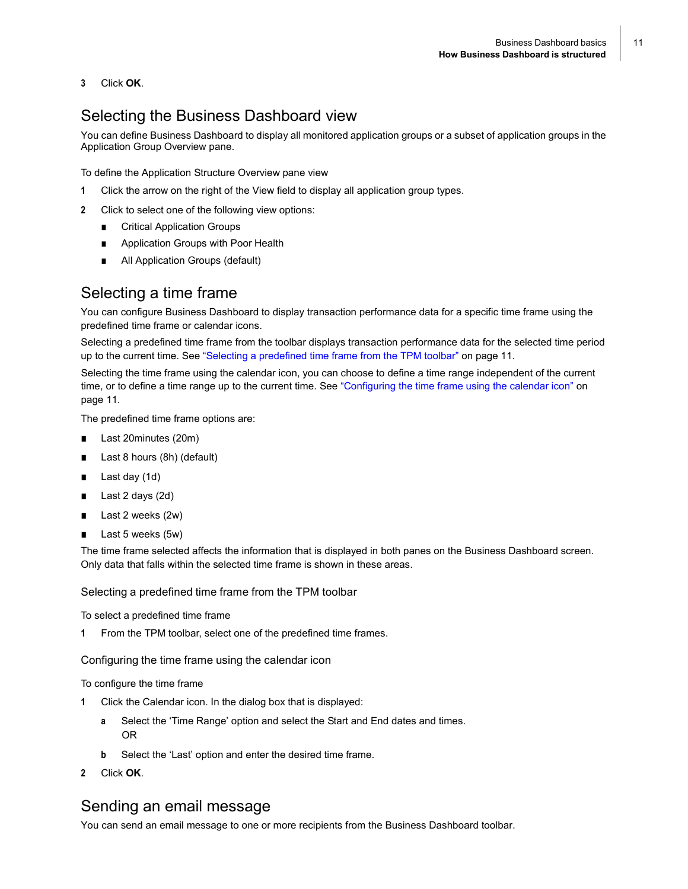3 Click **OK**.

## Selecting the Business Dashboard view

You can define Business Dashboard to display all monitored application groups or a subset of application groups in the Application Group Overview pane.

To define the Application Structure Overview pane view

1. Click the arrow on the right of the View field to display all application group types.
2. Click to select one of the following view options:
   - Critical Application Groups
   - Application Groups with Poor Health
   - All Application Groups (default)

## Selecting a time frame

You can configure Business Dashboard to display transaction performance data for a specific time frame using the predefined time frame or calendar icons.

Selecting a predefined time frame from the toolbar displays transaction performance data for the selected time period up to the current time. See “Selecting a predefined time frame from the TPM toolbar” on page 11.

Selecting the time frame using the calendar icon, you can choose to define a time range independent of the current time, or to define a time range up to the current time. See “Configuring the time frame using the calendar icon” on page 11.

The predefined time frame options are:

- Last 20minutes (20m)
- Last 8 hours (8h) (default)
- Last day (1d)
- Last 2 days (2d)
- Last 2 weeks (2w)
- Last 5 weeks (5w)

The time frame selected affects the information that is displayed in both panes on the Business Dashboard screen. Only data that falls within the selected time frame is shown in these areas.

### Selecting a predefined time frame from the TPM toolbar

To select a predefined time frame

1. From the TPM toolbar, select one of the predefined time frames.

### Configuring the time frame using the calendar icon

To configure the time frame

1. Click the Calendar icon. In the dialog box that is displayed:
   a. Select the ‘Time Range’ option and select the Start and End dates and times.
      OR
   b. Select the ‘Last’ option and enter the desired time frame.
2. Click **OK**.

## Sending an email message

You can send an email message to one or more recipients from the Business Dashboard toolbar.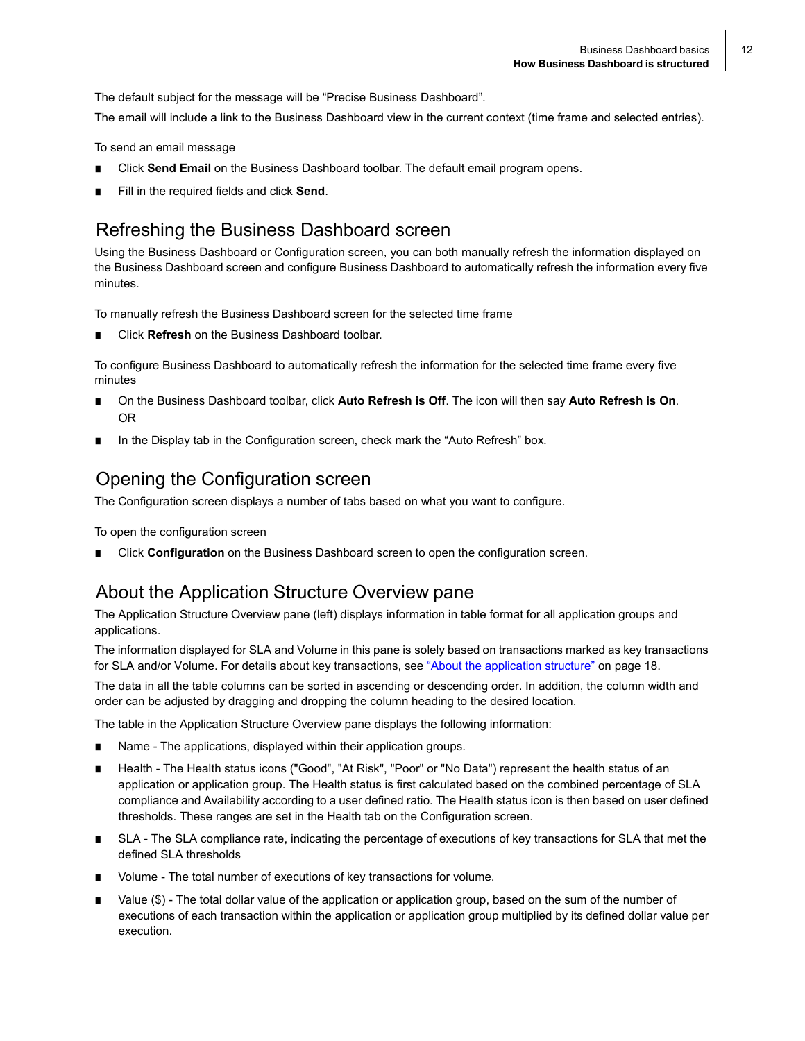The default subject for the message will be “Precise Business Dashboard”.

The email will include a link to the Business Dashboard view in the current context (time frame and selected entries).

To send an email message

- Click **Send Email** on the Business Dashboard toolbar. The default email program opens.
- Fill in the required fields and click **Send**.

## Refreshing the Business Dashboard screen

Using the Business Dashboard or Configuration screen, you can both manually refresh the information displayed on the Business Dashboard screen and configure Business Dashboard to automatically refresh the information every five minutes.

To manually refresh the Business Dashboard screen for the selected time frame

- Click **Refresh** on the Business Dashboard toolbar.

To configure Business Dashboard to automatically refresh the information for the selected time frame every five minutes

- On the Business Dashboard toolbar, click **Auto Refresh is Off**. The icon will then say **Auto Refresh is On**.
  OR
- In the Display tab in the Configuration screen, check mark the “Auto Refresh” box.

## Opening the Configuration screen

The Configuration screen displays a number of tabs based on what you want to configure.

To open the configuration screen

- Click **Configuration** on the Business Dashboard screen to open the configuration screen.

## About the Application Structure Overview pane

The Application Structure Overview pane (left) displays information in table format for all application groups and applications.

The information displayed for SLA and Volume in this pane is solely based on transactions marked as key transactions for SLA and/or Volume. For details about key transactions, see “About the application structure” on page 18.

The data in all the table columns can be sorted in ascending or descending order. In addition, the column width and order can be adjusted by dragging and dropping the column heading to the desired location.

The table in the Application Structure Overview pane displays the following information:

- Name - The applications, displayed within their application groups.
- Health - The Health status icons ("Good", "At Risk", "Poor" or "No Data") represent the health status of an application or application group. The Health status is first calculated based on the combined percentage of SLA compliance and Availability according to a user defined ratio. The Health status icon is then based on user defined thresholds. These ranges are set in the Health tab on the Configuration screen.
- SLA - The SLA compliance rate, indicating the percentage of executions of key transactions for SLA that met the defined SLA thresholds
- Volume - The total number of executions of key transactions for volume.
- Value ($) - The total dollar value of the application or application group, based on the sum of the number of executions of each transaction within the application or application group multiplied by its defined dollar value per execution.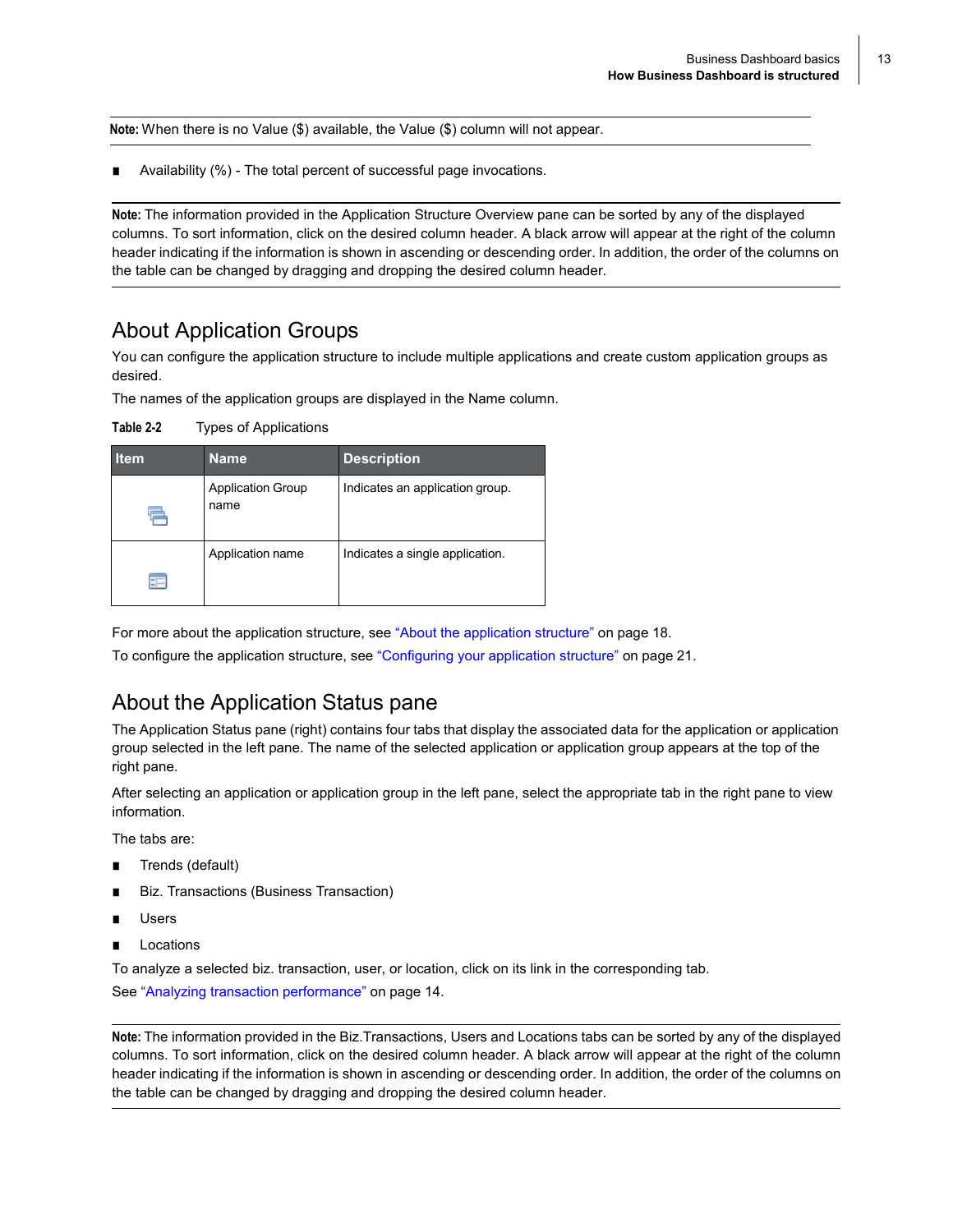**Note:** When there is no Value ($) available, the Value ($) column will not appear.

- Availability (%) - The total percent of successful page invocations.

**Note:** The information provided in the Application Structure Overview pane can be sorted by any of the displayed columns. To sort information, click on the desired column header. A black arrow will appear at the right of the column header indicating if the information is shown in ascending or descending order. In addition, the order of the columns on the table can be changed by dragging and dropping the desired column header.

## About Application Groups

You can configure the application structure to include multiple applications and create custom application groups as desired.

The names of the application groups are displayed in the Name column.

**Table 2-2** Types of Applications

| Item | Name | Description |
|---|---|---|
| | Application Group name | Indicates an application group. |
| | Application name | Indicates a single application. |

For more about the application structure, see "About the application structure" on page 18.

To configure the application structure, see "Configuring your application structure" on page 21.

## About the Application Status pane

The Application Status pane (right) contains four tabs that display the associated data for the application or application group selected in the left pane. The name of the selected application or application group appears at the top of the right pane.

After selecting an application or application group in the left pane, select the appropriate tab in the right pane to view information.

The tabs are:

- Trends (default)
- Biz. Transactions (Business Transaction)
- Users
- Locations

To analyze a selected biz. transaction, user, or location, click on its link in the corresponding tab.

See "Analyzing transaction performance" on page 14.

**Note:** The information provided in the Biz.Transactions, Users and Locations tabs can be sorted by any of the displayed columns. To sort information, click on the desired column header. A black arrow will appear at the right of the column header indicating if the information is shown in ascending or descending order. In addition, the order of the columns on the table can be changed by dragging and dropping the desired column header.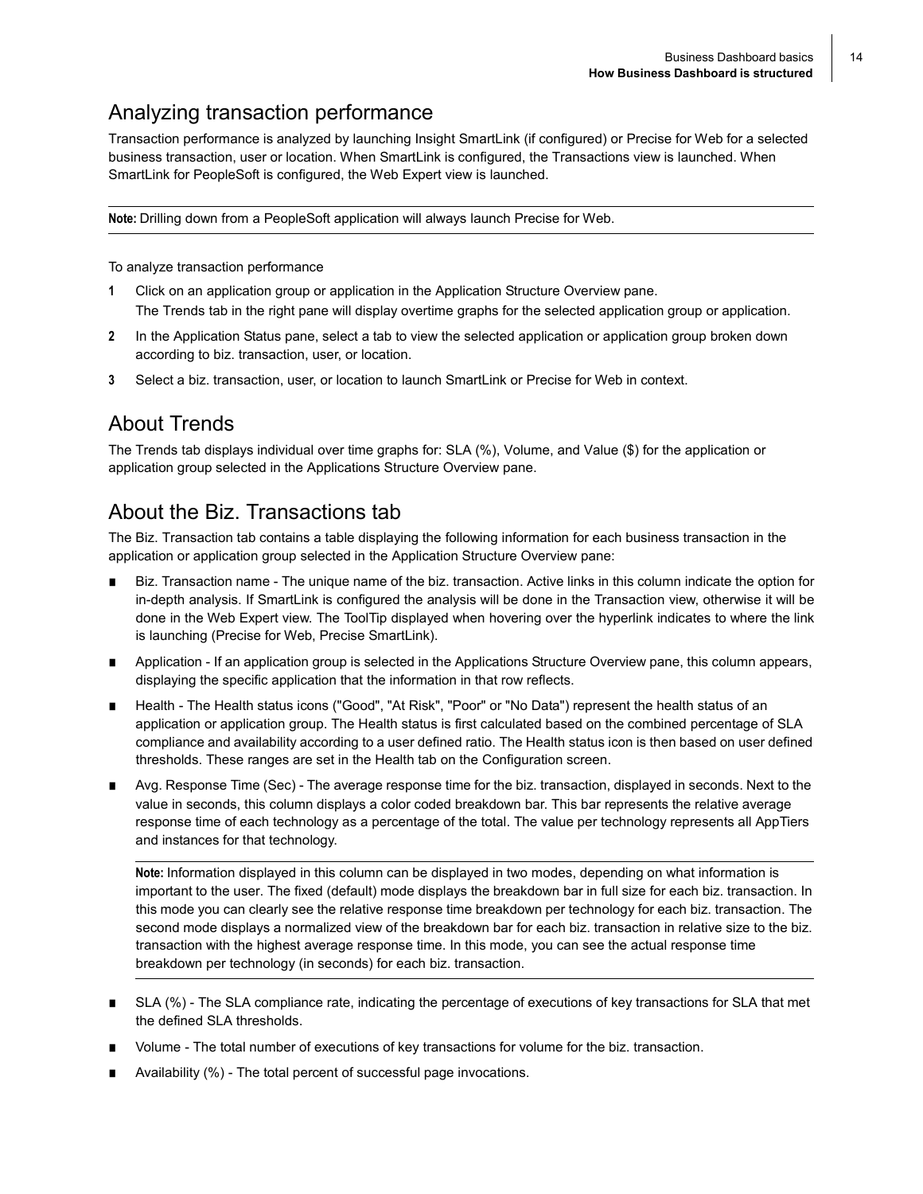## Analyzing transaction performance

Transaction performance is analyzed by launching Insight SmartLink (if configured) or Precise for Web for a selected business transaction, user or location. When SmartLink is configured, the Transactions view is launched. When SmartLink for PeopleSoft is configured, the Web Expert view is launched.

---

**Note:** Drilling down from a PeopleSoft application will always launch Precise for Web.

---

To analyze transaction performance

1. Click on an application group or application in the Application Structure Overview pane.
   The Trends tab in the right pane will display overtime graphs for the selected application group or application.
2. In the Application Status pane, select a tab to view the selected application or application group broken down according to biz. transaction, user, or location.
3. Select a biz. transaction, user, or location to launch SmartLink or Precise for Web in context.

## About Trends

The Trends tab displays individual over time graphs for: SLA (%), Volume, and Value ($) for the application or application group selected in the Applications Structure Overview pane.

## About the Biz. Transactions tab

The Biz. Transaction tab contains a table displaying the following information for each business transaction in the application or application group selected in the Application Structure Overview pane:

- Biz. Transaction name - The unique name of the biz. transaction. Active links in this column indicate the option for in-depth analysis. If SmartLink is configured the analysis will be done in the Transaction view, otherwise it will be done in the Web Expert view. The ToolTip displayed when hovering over the hyperlink indicates to where the link is launching (Precise for Web, Precise SmartLink).
- Application - If an application group is selected in the Applications Structure Overview pane, this column appears, displaying the specific application that the information in that row reflects.
- Health - The Health status icons ("Good", "At Risk", "Poor" or "No Data") represent the health status of an application or application group. The Health status is first calculated based on the combined percentage of SLA compliance and availability according to a user defined ratio. The Health status icon is then based on user defined thresholds. These ranges are set in the Health tab on the Configuration screen.
- Avg. Response Time (Sec) - The average response time for the biz. transaction, displayed in seconds. Next to the value in seconds, this column displays a color coded breakdown bar. This bar represents the relative average response time of each technology as a percentage of the total. The value per technology represents all AppTiers and instances for that technology.

  ---

  **Note:** Information displayed in this column can be displayed in two modes, depending on what information is important to the user. The fixed (default) mode displays the breakdown bar in full size for each biz. transaction. In this mode you can clearly see the relative response time breakdown per technology for each biz. transaction. The second mode displays a normalized view of the breakdown bar for each biz. transaction in relative size to the biz. transaction with the highest average response time. In this mode, you can see the actual response time breakdown per technology (in seconds) for each biz. transaction.

  ---

- SLA (%) - The SLA compliance rate, indicating the percentage of executions of key transactions for SLA that met the defined SLA thresholds.
- Volume - The total number of executions of key transactions for volume for the biz. transaction.
- Availability (%) - The total percent of successful page invocations.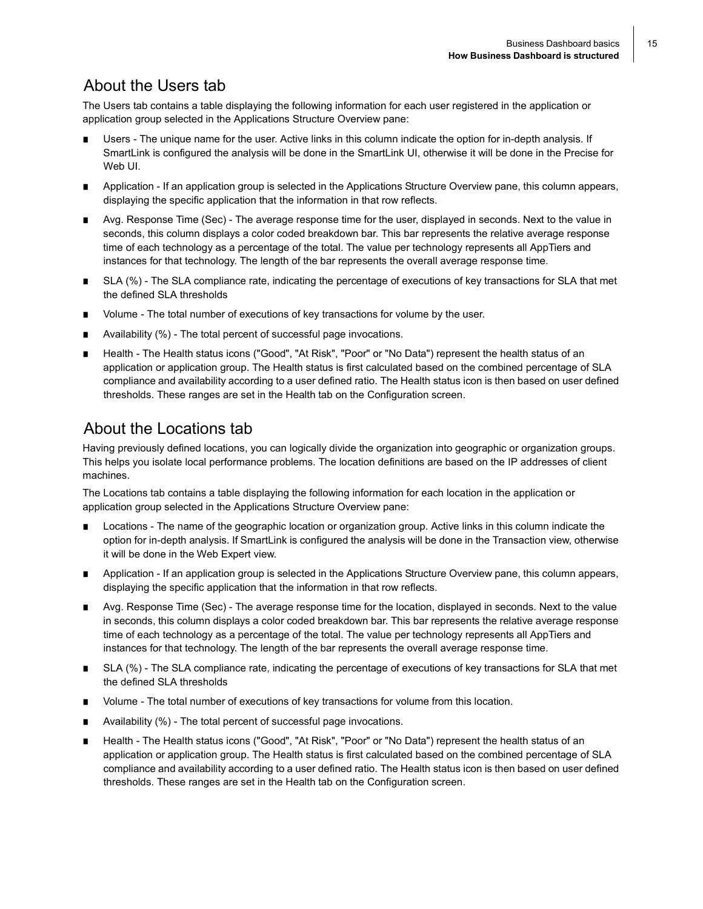## About the Users tab

The Users tab contains a table displaying the following information for each user registered in the application or application group selected in the Applications Structure Overview pane:

- Users - The unique name for the user. Active links in this column indicate the option for in-depth analysis. If SmartLink is configured the analysis will be done in the SmartLink UI, otherwise it will be done in the Precise for Web UI.
- Application - If an application group is selected in the Applications Structure Overview pane, this column appears, displaying the specific application that the information in that row reflects.
- Avg. Response Time (Sec) - The average response time for the user, displayed in seconds. Next to the value in seconds, this column displays a color coded breakdown bar. This bar represents the relative average response time of each technology as a percentage of the total. The value per technology represents all AppTiers and instances for that technology. The length of the bar represents the overall average response time.
- SLA (%) - The SLA compliance rate, indicating the percentage of executions of key transactions for SLA that met the defined SLA thresholds
- Volume - The total number of executions of key transactions for volume by the user.
- Availability (%) - The total percent of successful page invocations.
- Health - The Health status icons ("Good", "At Risk", "Poor" or "No Data") represent the health status of an application or application group. The Health status is first calculated based on the combined percentage of SLA compliance and availability according to a user defined ratio. The Health status icon is then based on user defined thresholds. These ranges are set in the Health tab on the Configuration screen.

## About the Locations tab

Having previously defined locations, you can logically divide the organization into geographic or organization groups. This helps you isolate local performance problems. The location definitions are based on the IP addresses of client machines.

The Locations tab contains a table displaying the following information for each location in the application or application group selected in the Applications Structure Overview pane:

- Locations - The name of the geographic location or organization group. Active links in this column indicate the option for in-depth analysis. If SmartLink is configured the analysis will be done in the Transaction view, otherwise it will be done in the Web Expert view.
- Application - If an application group is selected in the Applications Structure Overview pane, this column appears, displaying the specific application that the information in that row reflects.
- Avg. Response Time (Sec) - The average response time for the location, displayed in seconds. Next to the value in seconds, this column displays a color coded breakdown bar. This bar represents the relative average response time of each technology as a percentage of the total. The value per technology represents all AppTiers and instances for that technology. The length of the bar represents the overall average response time.
- SLA (%) - The SLA compliance rate, indicating the percentage of executions of key transactions for SLA that met the defined SLA thresholds
- Volume - The total number of executions of key transactions for volume from this location.
- Availability (%) - The total percent of successful page invocations.
- Health - The Health status icons ("Good", "At Risk", "Poor" or "No Data") represent the health status of an application or application group. The Health status is first calculated based on the combined percentage of SLA compliance and availability according to a user defined ratio. The Health status icon is then based on user defined thresholds. These ranges are set in the Health tab on the Configuration screen.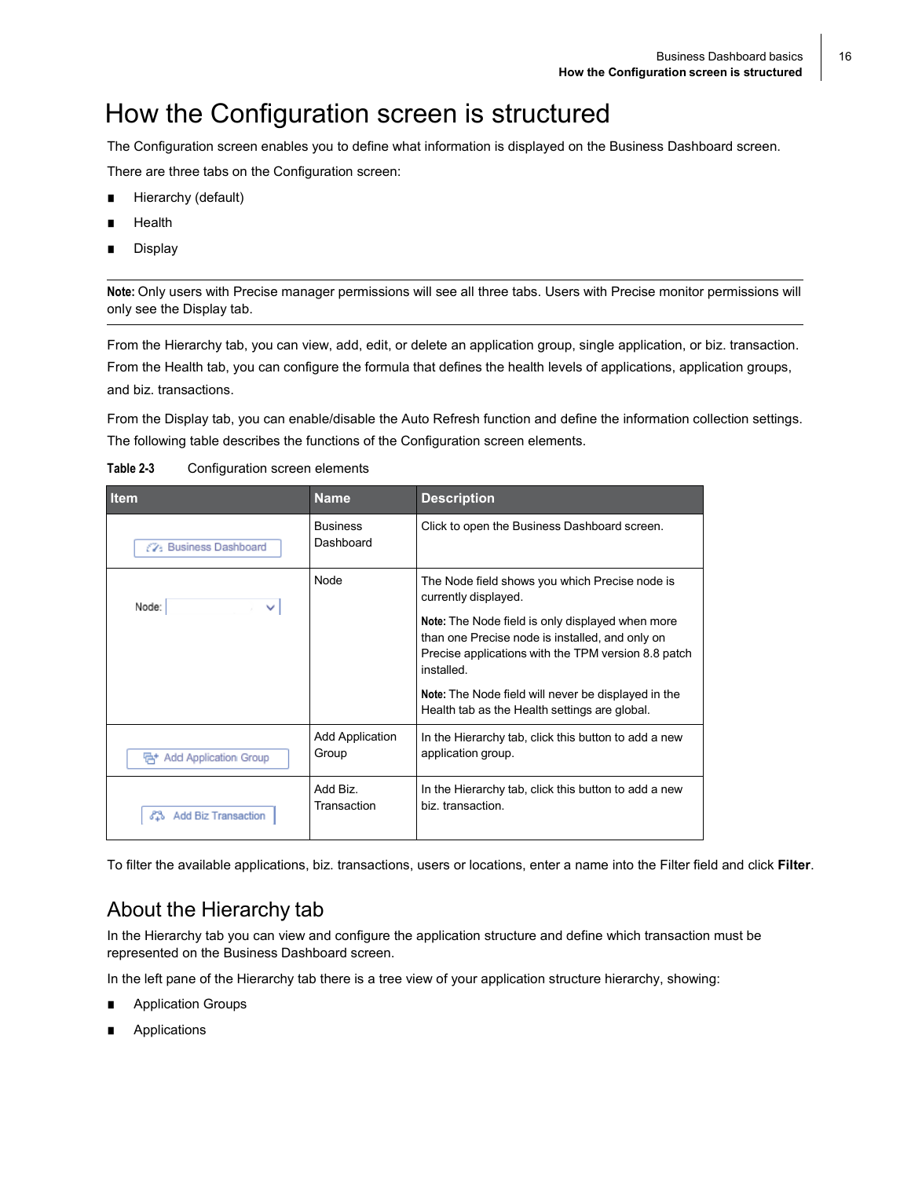# How the Configuration screen is structured

The Configuration screen enables you to define what information is displayed on the Business Dashboard screen.

There are three tabs on the Configuration screen:

- Hierarchy (default)
- Health
- Display

**Note:** Only users with Precise manager permissions will see all three tabs. Users with Precise monitor permissions will only see the Display tab.

From the Hierarchy tab, you can view, add, edit, or delete an application group, single application, or biz. transaction. From the Health tab, you can configure the formula that defines the health levels of applications, application groups, and biz. transactions.

From the Display tab, you can enable/disable the Auto Refresh function and define the information collection settings. The following table describes the functions of the Configuration screen elements.

**Table 2-3** Configuration screen elements

| Item | Name | Description |
|---|---|---|
| Business Dashboard | Business Dashboard | Click to open the Business Dashboard screen. |
| Node: | Node | The Node field shows you which Precise node is currently displayed. **Note:** The Node field is only displayed when more than one Precise node is installed, and only on Precise applications with the TPM version 8.8 patch installed. **Note:** The Node field will never be displayed in the Health tab as the Health settings are global. |
| Add Application Group | Add Application Group | In the Hierarchy tab, click this button to add a new application group. |
| Add Biz Transaction | Add Biz. Transaction | In the Hierarchy tab, click this button to add a new biz. transaction. |

To filter the available applications, biz. transactions, users or locations, enter a name into the Filter field and click **Filter**.

## About the Hierarchy tab

In the Hierarchy tab you can view and configure the application structure and define which transaction must be represented on the Business Dashboard screen.

In the left pane of the Hierarchy tab there is a tree view of your application structure hierarchy, showing:

- Application Groups
- Applications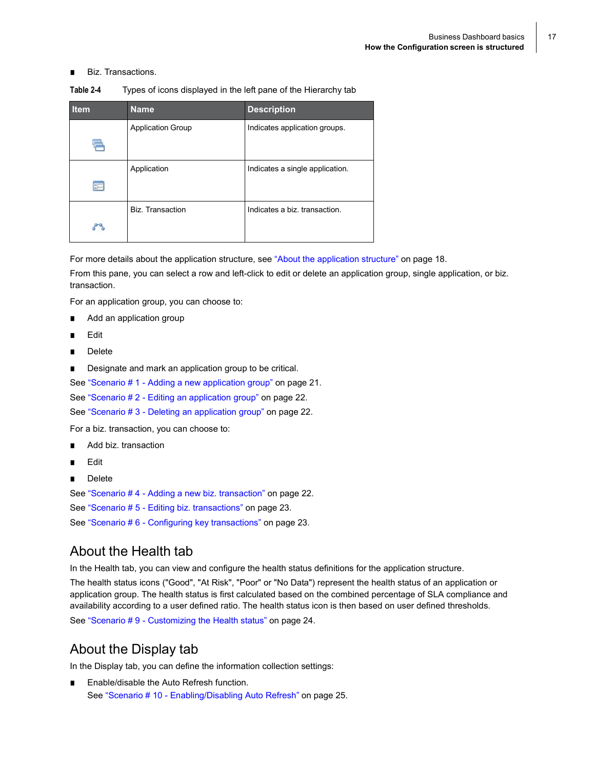- Biz. Transactions.

**Table 2-4** Types of icons displayed in the left pane of the Hierarchy tab

| Item | Name | Description |
|---|---|---|
| | Application Group | Indicates application groups. |
| | Application | Indicates a single application. |
| | Biz. Transaction | Indicates a biz. transaction. |

For more details about the application structure, see "About the application structure" on page 18.

From this pane, you can select a row and left-click to edit or delete an application group, single application, or biz. transaction.

For an application group, you can choose to:

- Add an application group
- Edit
- Delete
- Designate and mark an application group to be critical.

See "Scenario # 1 - Adding a new application group" on page 21.

See "Scenario # 2 - Editing an application group" on page 22.

See "Scenario # 3 - Deleting an application group" on page 22.

For a biz. transaction, you can choose to:

- Add biz. transaction
- Edit
- Delete

See "Scenario # 4 - Adding a new biz. transaction" on page 22.

See "Scenario # 5 - Editing biz. transactions" on page 23.

See "Scenario # 6 - Configuring key transactions" on page 23.

## About the Health tab

In the Health tab, you can view and configure the health status definitions for the application structure.

The health status icons ("Good", "At Risk", "Poor" or "No Data") represent the health status of an application or application group. The health status is first calculated based on the combined percentage of SLA compliance and availability according to a user defined ratio. The health status icon is then based on user defined thresholds.

See "Scenario # 9 - Customizing the Health status" on page 24.

## About the Display tab

In the Display tab, you can define the information collection settings:

- Enable/disable the Auto Refresh function.
  See "Scenario # 10 - Enabling/Disabling Auto Refresh" on page 25.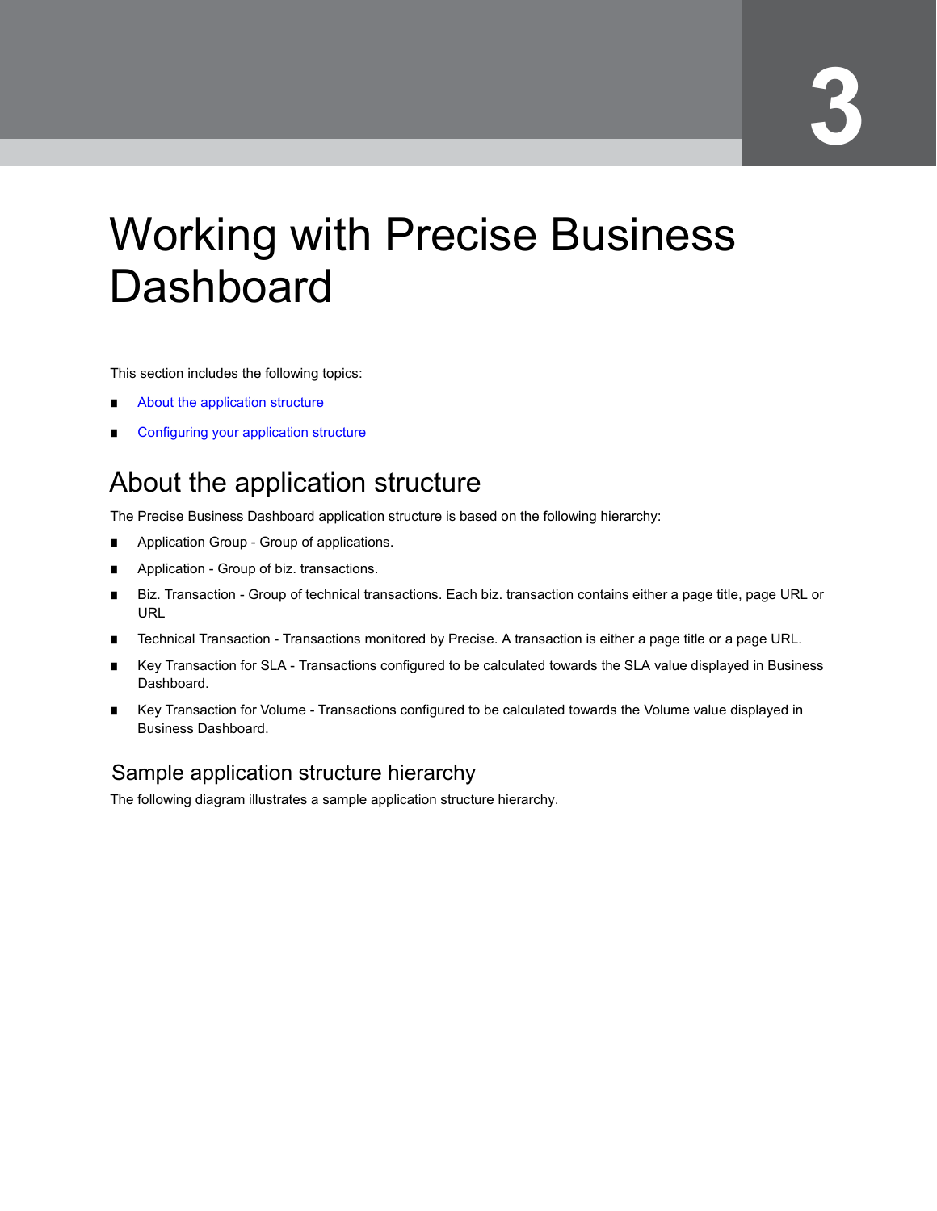# Working with Precise Business Dashboard

This section includes the following topics:

- About the application structure
- Configuring your application structure

## About the application structure

The Precise Business Dashboard application structure is based on the following hierarchy:

- Application Group - Group of applications.
- Application - Group of biz. transactions.
- Biz. Transaction - Group of technical transactions. Each biz. transaction contains either a page title, page URL or URL
- Technical Transaction - Transactions monitored by Precise. A transaction is either a page title or a page URL.
- Key Transaction for SLA - Transactions configured to be calculated towards the SLA value displayed in Business Dashboard.
- Key Transaction for Volume - Transactions configured to be calculated towards the Volume value displayed in Business Dashboard.

### Sample application structure hierarchy

The following diagram illustrates a sample application structure hierarchy.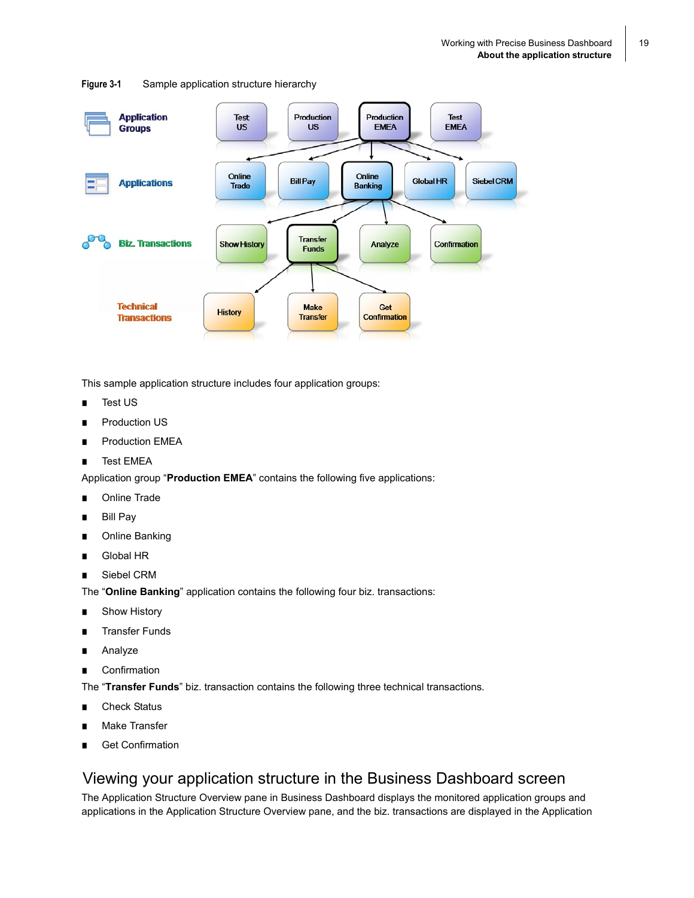**Figure 3-1** Sample application structure hierarchy

Application Groups

Applications

Biz. Transactions

Technical Transactions

Test US

Production US

Production EMEA

Test EMEA

Online Trade

Bill Pay

Online Banking

Global HR

Siebel CRM

Show History

Transfer Funds

Analyze

Confirmation

History

Make Transfer

Get Confirmation

This sample application structure includes four application groups:

- Test US
- Production US
- Production EMEA
- Test EMEA

Application group "**Production EMEA**" contains the following five applications:

- Online Trade
- Bill Pay
- Online Banking
- Global HR
- Siebel CRM

The "**Online Banking**" application contains the following four biz. transactions:

- Show History
- Transfer Funds
- Analyze
- Confirmation

The "**Transfer Funds**" biz. transaction contains the following three technical transactions.

- Check Status
- Make Transfer
- Get Confirmation

## Viewing your application structure in the Business Dashboard screen

The Application Structure Overview pane in Business Dashboard displays the monitored application groups and applications in the Application Structure Overview pane, and the biz. transactions are displayed in the Application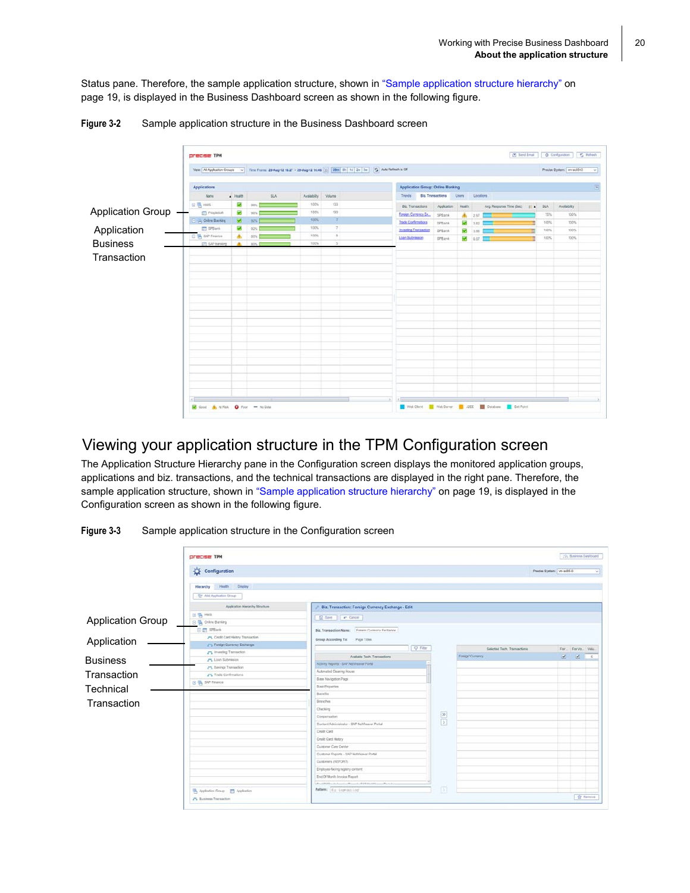Status pane. Therefore, the sample application structure, shown in "Sample application structure hierarchy" on page 19, is displayed in the Business Dashboard screen as shown in the following figure.

**Figure 3-2** Sample application structure in the Business Dashboard screen

Application Group

Application

Business

Transaction

## Viewing your application structure in the TPM Configuration screen

The Application Structure Hierarchy pane in the Configuration screen displays the monitored application groups, applications and biz. transactions, and the technical transactions are displayed in the right pane. Therefore, the sample application structure, shown in "Sample application structure hierarchy" on page 19, is displayed in the Configuration screen as shown in the following figure.

**Figure 3-3** Sample application structure in the Configuration screen

Application Group

Application

Business

Transaction

Technical

Transaction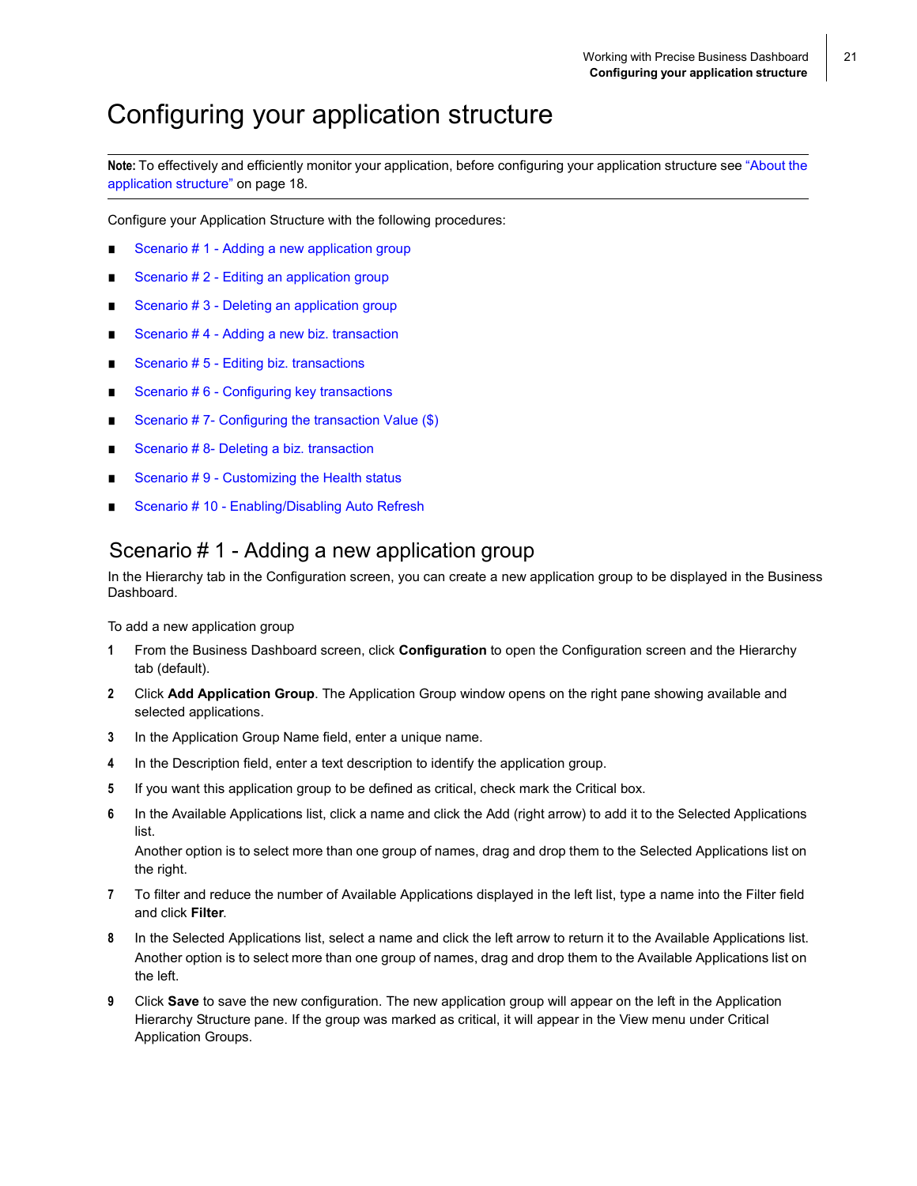# Configuring your application structure

**Note:** To effectively and efficiently monitor your application, before configuring your application structure see "About the application structure" on page 18.

Configure your Application Structure with the following procedures:

- Scenario # 1 - Adding a new application group
- Scenario # 2 - Editing an application group
- Scenario # 3 - Deleting an application group
- Scenario # 4 - Adding a new biz. transaction
- Scenario # 5 - Editing biz. transactions
- Scenario # 6 - Configuring key transactions
- Scenario # 7- Configuring the transaction Value ($)
- Scenario # 8- Deleting a biz. transaction
- Scenario # 9 - Customizing the Health status
- Scenario # 10 - Enabling/Disabling Auto Refresh

## Scenario # 1 - Adding a new application group

In the Hierarchy tab in the Configuration screen, you can create a new application group to be displayed in the Business Dashboard.

To add a new application group

1. From the Business Dashboard screen, click **Configuration** to open the Configuration screen and the Hierarchy tab (default).
2. Click **Add Application Group**. The Application Group window opens on the right pane showing available and selected applications.
3. In the Application Group Name field, enter a unique name.
4. In the Description field, enter a text description to identify the application group.
5. If you want this application group to be defined as critical, check mark the Critical box.
6. In the Available Applications list, click a name and click the Add (right arrow) to add it to the Selected Applications list.
   Another option is to select more than one group of names, drag and drop them to the Selected Applications list on the right.
7. To filter and reduce the number of Available Applications displayed in the left list, type a name into the Filter field and click **Filter**.
8. In the Selected Applications list, select a name and click the left arrow to return it to the Available Applications list.
   Another option is to select more than one group of names, drag and drop them to the Available Applications list on the left.
9. Click **Save** to save the new configuration. The new application group will appear on the left in the Application Hierarchy Structure pane. If the group was marked as critical, it will appear in the View menu under Critical Application Groups.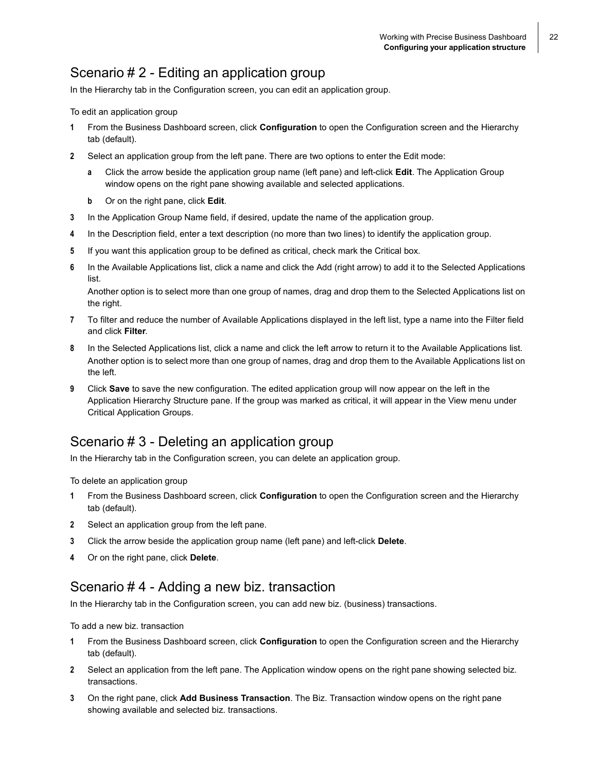## Scenario # 2 - Editing an application group

In the Hierarchy tab in the Configuration screen, you can edit an application group.

To edit an application group

1. From the Business Dashboard screen, click **Configuration** to open the Configuration screen and the Hierarchy tab (default).
2. Select an application group from the left pane. There are two options to enter the Edit mode:
   a. Click the arrow beside the application group name (left pane) and left-click **Edit**. The Application Group window opens on the right pane showing available and selected applications.
   b. Or on the right pane, click **Edit**.
3. In the Application Group Name field, if desired, update the name of the application group.
4. In the Description field, enter a text description (no more than two lines) to identify the application group.
5. If you want this application group to be defined as critical, check mark the Critical box.
6. In the Available Applications list, click a name and click the Add (right arrow) to add it to the Selected Applications list.
   Another option is to select more than one group of names, drag and drop them to the Selected Applications list on the right.
7. To filter and reduce the number of Available Applications displayed in the left list, type a name into the Filter field and click **Filter**.
8. In the Selected Applications list, click a name and click the left arrow to return it to the Available Applications list. Another option is to select more than one group of names, drag and drop them to the Available Applications list on the left.
9. Click **Save** to save the new configuration. The edited application group will now appear on the left in the Application Hierarchy Structure pane. If the group was marked as critical, it will appear in the View menu under Critical Application Groups.

## Scenario # 3 - Deleting an application group

In the Hierarchy tab in the Configuration screen, you can delete an application group.

To delete an application group

1. From the Business Dashboard screen, click **Configuration** to open the Configuration screen and the Hierarchy tab (default).
2. Select an application group from the left pane.
3. Click the arrow beside the application group name (left pane) and left-click **Delete**.
4. Or on the right pane, click **Delete**.

## Scenario # 4 - Adding a new biz. transaction

In the Hierarchy tab in the Configuration screen, you can add new biz. (business) transactions.

To add a new biz. transaction

1. From the Business Dashboard screen, click **Configuration** to open the Configuration screen and the Hierarchy tab (default).
2. Select an application from the left pane. The Application window opens on the right pane showing selected biz. transactions.
3. On the right pane, click **Add Business Transaction**. The Biz. Transaction window opens on the right pane showing available and selected biz. transactions.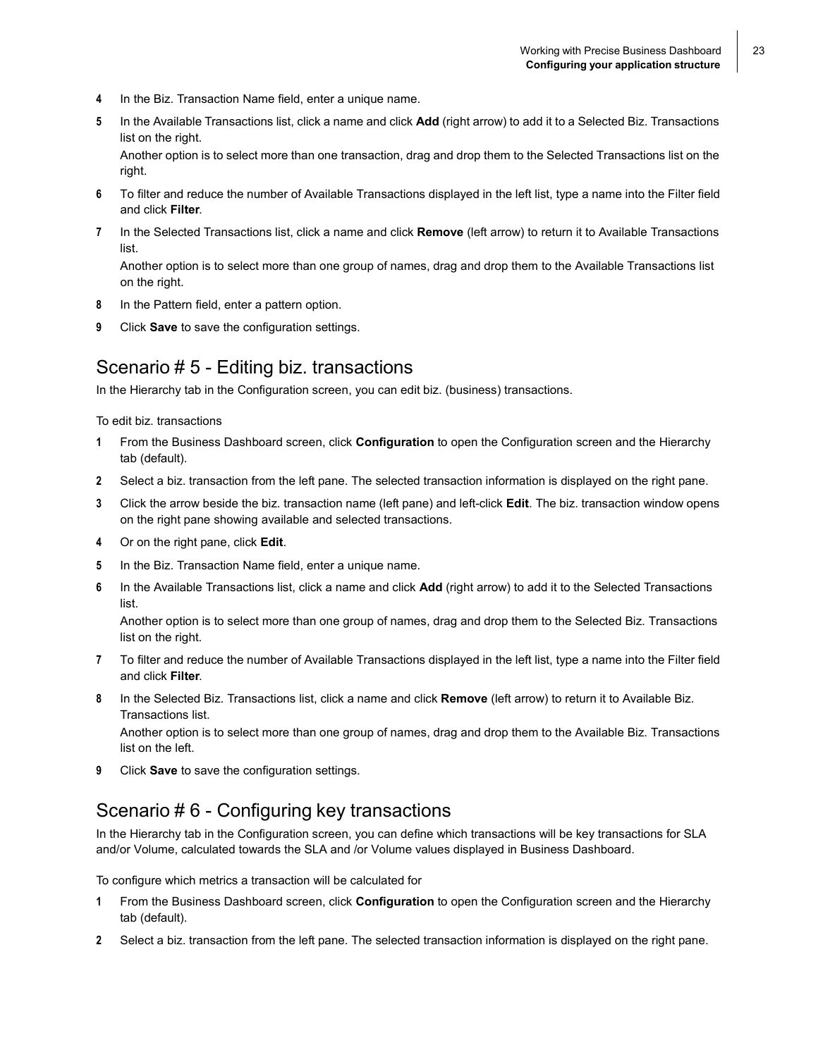4. In the Biz. Transaction Name field, enter a unique name.
5. In the Available Transactions list, click a name and click **Add** (right arrow) to add it to a Selected Biz. Transactions list on the right.

   Another option is to select more than one transaction, drag and drop them to the Selected Transactions list on the right.
6. To filter and reduce the number of Available Transactions displayed in the left list, type a name into the Filter field and click **Filter**.
7. In the Selected Transactions list, click a name and click **Remove** (left arrow) to return it to Available Transactions list.

   Another option is to select more than one group of names, drag and drop them to the Available Transactions list on the right.
8. In the Pattern field, enter a pattern option.
9. Click **Save** to save the configuration settings.

## Scenario # 5 - Editing biz. transactions

In the Hierarchy tab in the Configuration screen, you can edit biz. (business) transactions.

To edit biz. transactions

1. From the Business Dashboard screen, click **Configuration** to open the Configuration screen and the Hierarchy tab (default).
2. Select a biz. transaction from the left pane. The selected transaction information is displayed on the right pane.
3. Click the arrow beside the biz. transaction name (left pane) and left-click **Edit**. The biz. transaction window opens on the right pane showing available and selected transactions.
4. Or on the right pane, click **Edit**.
5. In the Biz. Transaction Name field, enter a unique name.
6. In the Available Transactions list, click a name and click **Add** (right arrow) to add it to the Selected Transactions list.

   Another option is to select more than one group of names, drag and drop them to the Selected Biz. Transactions list on the right.
7. To filter and reduce the number of Available Transactions displayed in the left list, type a name into the Filter field and click **Filter**.
8. In the Selected Biz. Transactions list, click a name and click **Remove** (left arrow) to return it to Available Biz. Transactions list.

   Another option is to select more than one group of names, drag and drop them to the Available Biz. Transactions list on the left.
9. Click **Save** to save the configuration settings.

## Scenario # 6 - Configuring key transactions

In the Hierarchy tab in the Configuration screen, you can define which transactions will be key transactions for SLA and/or Volume, calculated towards the SLA and /or Volume values displayed in Business Dashboard.

To configure which metrics a transaction will be calculated for

1. From the Business Dashboard screen, click **Configuration** to open the Configuration screen and the Hierarchy tab (default).
2. Select a biz. transaction from the left pane. The selected transaction information is displayed on the right pane.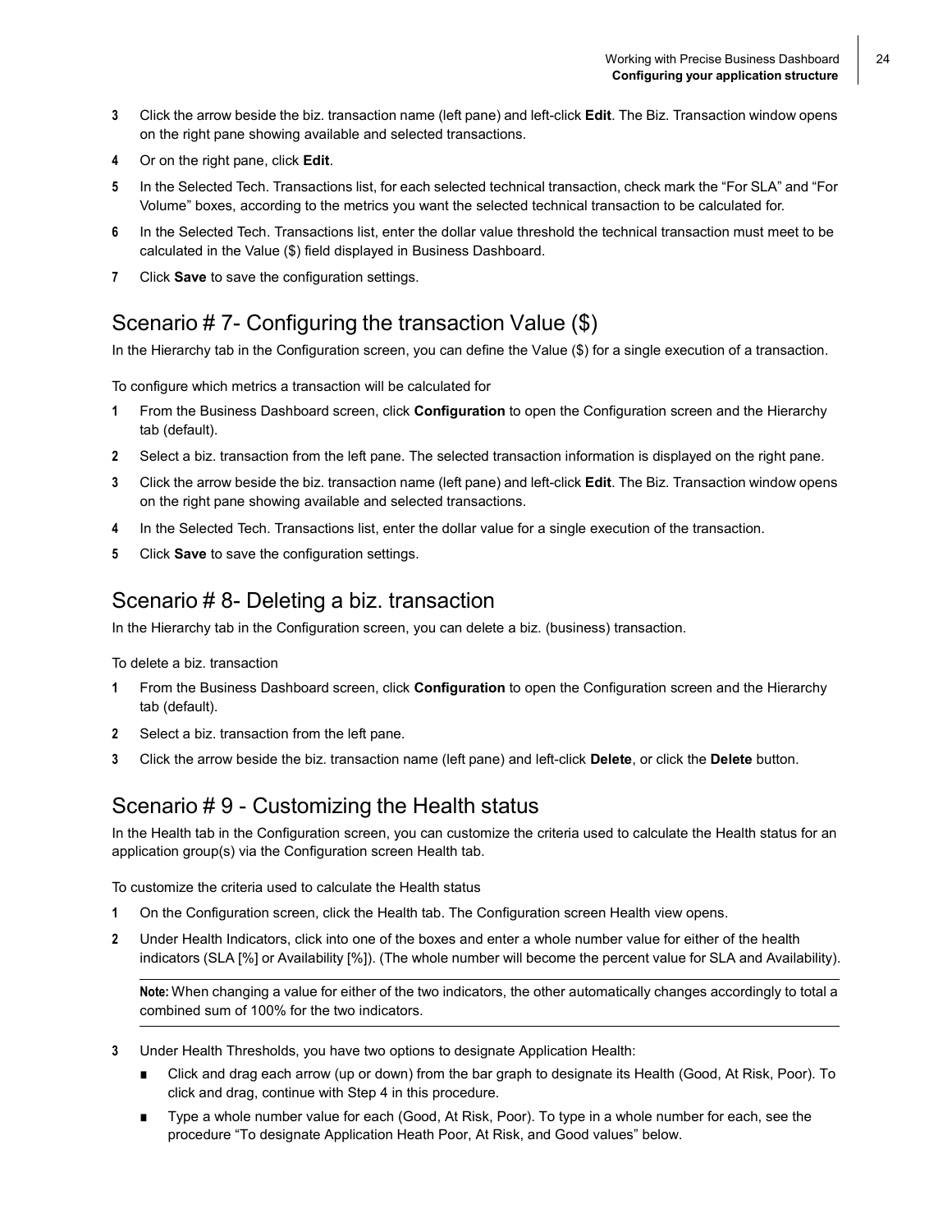3. Click the arrow beside the biz. transaction name (left pane) and left-click **Edit**. The Biz. Transaction window opens on the right pane showing available and selected transactions.
4. Or on the right pane, click **Edit**.
5. In the Selected Tech. Transactions list, for each selected technical transaction, check mark the "For SLA" and "For Volume" boxes, according to the metrics you want the selected technical transaction to be calculated for.
6. In the Selected Tech. Transactions list, enter the dollar value threshold the technical transaction must meet to be calculated in the Value ($) field displayed in Business Dashboard.
7. Click **Save** to save the configuration settings.

## Scenario # 7- Configuring the transaction Value ($)

In the Hierarchy tab in the Configuration screen, you can define the Value ($) for a single execution of a transaction.

To configure which metrics a transaction will be calculated for

1. From the Business Dashboard screen, click **Configuration** to open the Configuration screen and the Hierarchy tab (default).
2. Select a biz. transaction from the left pane. The selected transaction information is displayed on the right pane.
3. Click the arrow beside the biz. transaction name (left pane) and left-click **Edit**. The Biz. Transaction window opens on the right pane showing available and selected transactions.
4. In the Selected Tech. Transactions list, enter the dollar value for a single execution of the transaction.
5. Click **Save** to save the configuration settings.

## Scenario # 8- Deleting a biz. transaction

In the Hierarchy tab in the Configuration screen, you can delete a biz. (business) transaction.

To delete a biz. transaction

1. From the Business Dashboard screen, click **Configuration** to open the Configuration screen and the Hierarchy tab (default).
2. Select a biz. transaction from the left pane.
3. Click the arrow beside the biz. transaction name (left pane) and left-click **Delete**, or click the **Delete** button.

## Scenario # 9 - Customizing the Health status

In the Health tab in the Configuration screen, you can customize the criteria used to calculate the Health status for an application group(s) via the Configuration screen Health tab.

To customize the criteria used to calculate the Health status

1. On the Configuration screen, click the Health tab. The Configuration screen Health view opens.
2. Under Health Indicators, click into one of the boxes and enter a whole number value for either of the health indicators (SLA [%] or Availability [%]). (The whole number will become the percent value for SLA and Availability).

   **Note:** When changing a value for either of the two indicators, the other automatically changes accordingly to total a combined sum of 100% for the two indicators.

3. Under Health Thresholds, you have two options to designate Application Health:
   - Click and drag each arrow (up or down) from the bar graph to designate its Health (Good, At Risk, Poor). To click and drag, continue with Step 4 in this procedure.
   - Type a whole number value for each (Good, At Risk, Poor). To type in a whole number for each, see the procedure "To designate Application Heath Poor, At Risk, and Good values" below.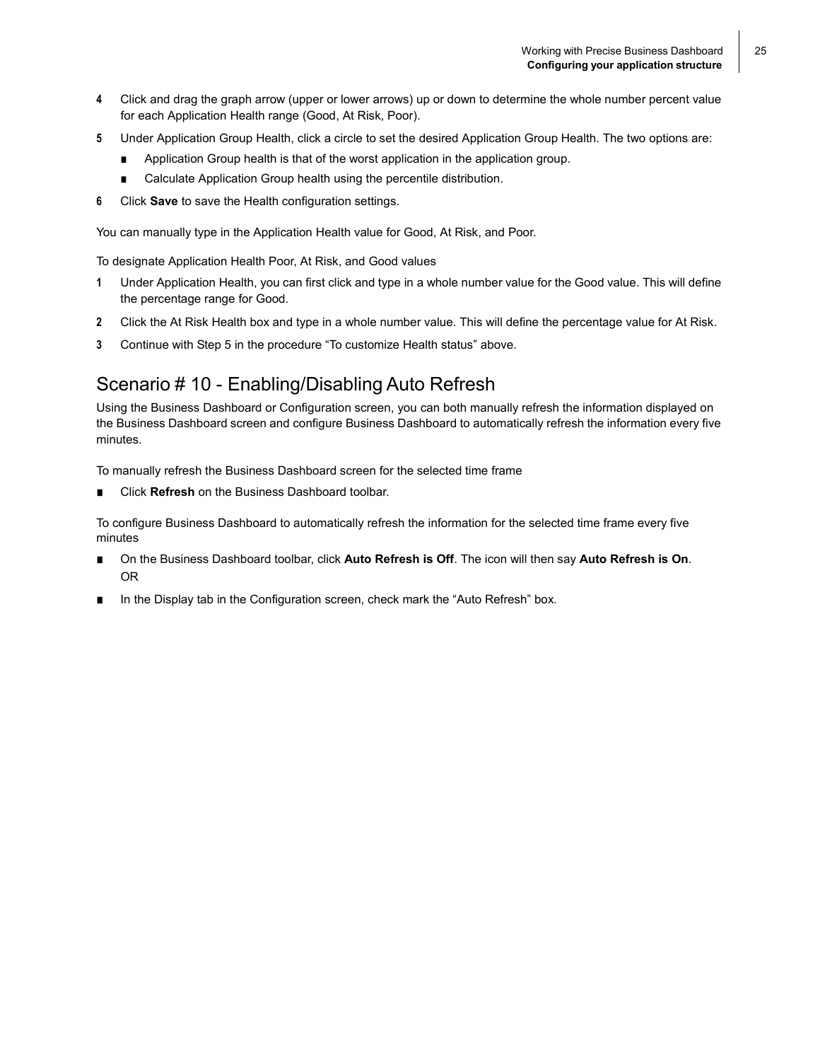4. Click and drag the graph arrow (upper or lower arrows) up or down to determine the whole number percent value for each Application Health range (Good, At Risk, Poor).
5. Under Application Group Health, click a circle to set the desired Application Group Health. The two options are:
   - Application Group health is that of the worst application in the application group.
   - Calculate Application Group health using the percentile distribution.
6. Click **Save** to save the Health configuration settings.

You can manually type in the Application Health value for Good, At Risk, and Poor.

To designate Application Health Poor, At Risk, and Good values

1. Under Application Health, you can first click and type in a whole number value for the Good value. This will define the percentage range for Good.
2. Click the At Risk Health box and type in a whole number value. This will define the percentage value for At Risk.
3. Continue with Step 5 in the procedure “To customize Health status” above.

## Scenario # 10 - Enabling/Disabling Auto Refresh

Using the Business Dashboard or Configuration screen, you can both manually refresh the information displayed on the Business Dashboard screen and configure Business Dashboard to automatically refresh the information every five minutes.

To manually refresh the Business Dashboard screen for the selected time frame

- Click **Refresh** on the Business Dashboard toolbar.

To configure Business Dashboard to automatically refresh the information for the selected time frame every five minutes

- On the Business Dashboard toolbar, click **Auto Refresh is Off**. The icon will then say **Auto Refresh is On**.
  OR
- In the Display tab in the Configuration screen, check mark the “Auto Refresh” box.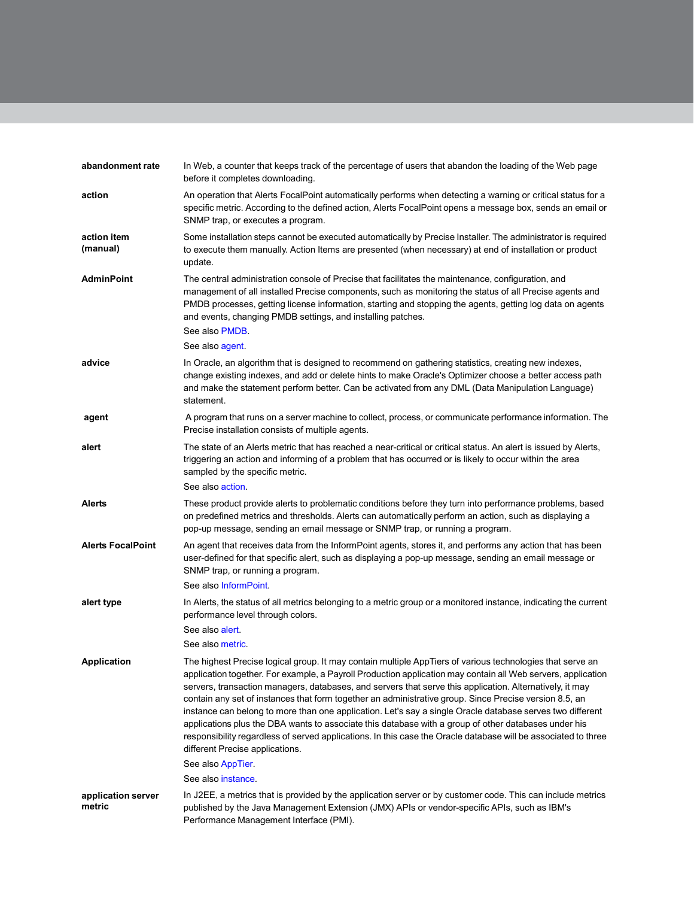**abandonment rate** — In Web, a counter that keeps track of the percentage of users that abandon the loading of the Web page before it completes downloading.

**action** — An operation that Alerts FocalPoint automatically performs when detecting a warning or critical status for a specific metric. According to the defined action, Alerts FocalPoint opens a message box, sends an email or SNMP trap, or executes a program.

**action item (manual)** — Some installation steps cannot be executed automatically by Precise Installer. The administrator is required to execute them manually. Action Items are presented (when necessary) at end of installation or product update.

**AdminPoint** — The central administration console of Precise that facilitates the maintenance, configuration, and management of all installed Precise components, such as monitoring the status of all Precise agents and PMDB processes, getting license information, starting and stopping the agents, getting log data on agents and events, changing PMDB settings, and installing patches.

See also PMDB.

See also agent.

**advice** — In Oracle, an algorithm that is designed to recommend on gathering statistics, creating new indexes, change existing indexes, and add or delete hints to make Oracle's Optimizer choose a better access path and make the statement perform better. Can be activated from any DML (Data Manipulation Language) statement.

**agent** — A program that runs on a server machine to collect, process, or communicate performance information. The Precise installation consists of multiple agents.

**alert** — The state of an Alerts metric that has reached a near-critical or critical status. An alert is issued by Alerts, triggering an action and informing of a problem that has occurred or is likely to occur within the area sampled by the specific metric.

See also action.

**Alerts** — These product provide alerts to problematic conditions before they turn into performance problems, based on predefined metrics and thresholds. Alerts can automatically perform an action, such as displaying a pop-up message, sending an email message or SNMP trap, or running a program.

**Alerts FocalPoint** — An agent that receives data from the InformPoint agents, stores it, and performs any action that has been user-defined for that specific alert, such as displaying a pop-up message, sending an email message or SNMP trap, or running a program.

See also InformPoint.

**alert type** — In Alerts, the status of all metrics belonging to a metric group or a monitored instance, indicating the current performance level through colors.

See also alert.

See also metric.

**Application** — The highest Precise logical group. It may contain multiple AppTiers of various technologies that serve an application together. For example, a Payroll Production application may contain all Web servers, application servers, transaction managers, databases, and servers that serve this application. Alternatively, it may contain any set of instances that form together an administrative group. Since Precise version 8.5, an instance can belong to more than one application. Let's say a single Oracle database serves two different applications plus the DBA wants to associate this database with a group of other databases under his responsibility regardless of served applications. In this case the Oracle database will be associated to three different Precise applications.

See also AppTier.

See also instance.

**application server metric** — In J2EE, a metrics that is provided by the application server or by customer code. This can include metrics published by the Java Management Extension (JMX) APIs or vendor-specific APIs, such as IBM's Performance Management Interface (PMI).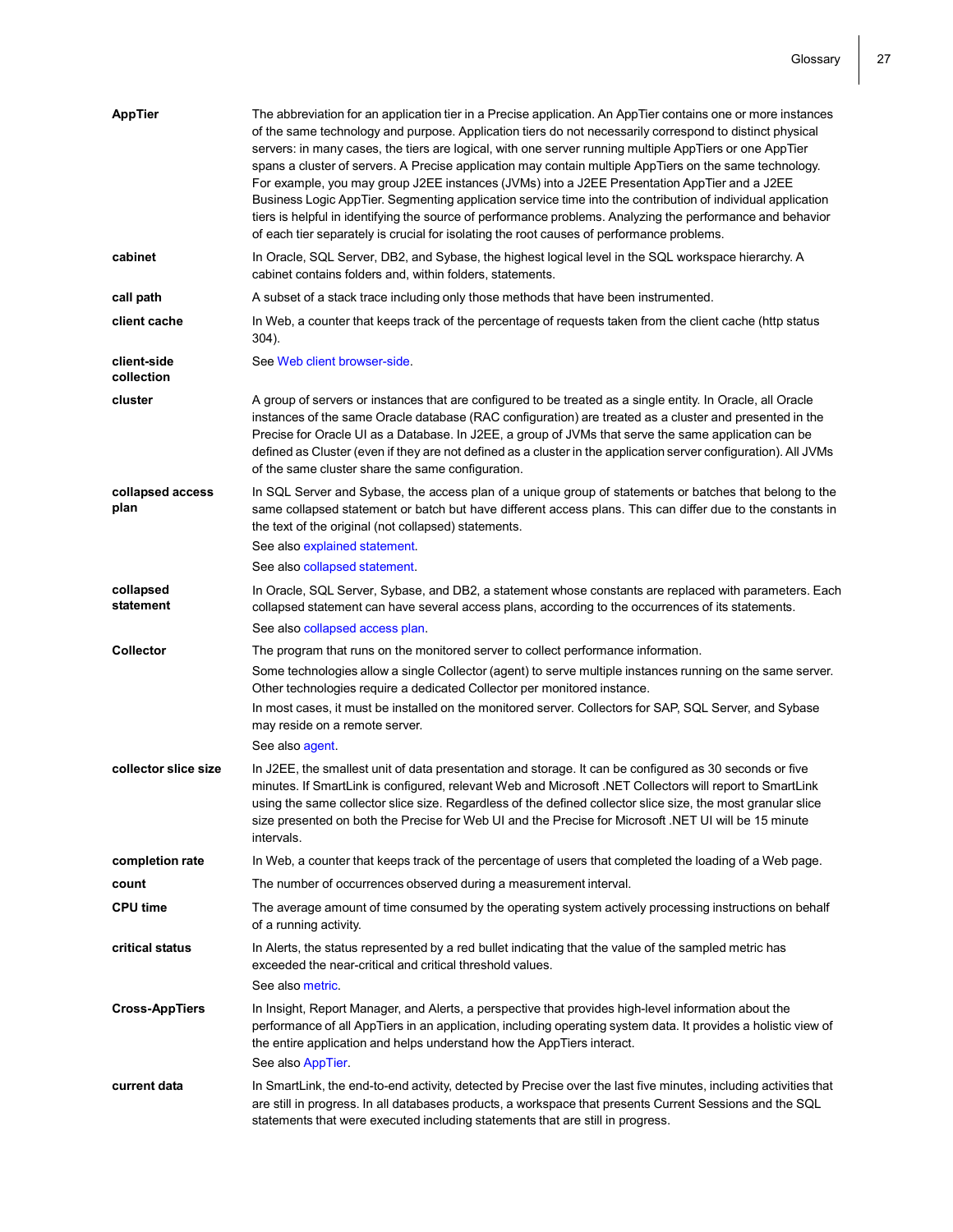**AppTier**
The abbreviation for an application tier in a Precise application. An AppTier contains one or more instances of the same technology and purpose. Application tiers do not necessarily correspond to distinct physical servers: in many cases, the tiers are logical, with one server running multiple AppTiers or one AppTier spans a cluster of servers. A Precise application may contain multiple AppTiers on the same technology. For example, you may group J2EE instances (JVMs) into a J2EE Presentation AppTier and a J2EE Business Logic AppTier. Segmenting application service time into the contribution of individual application tiers is helpful in identifying the source of performance problems. Analyzing the performance and behavior of each tier separately is crucial for isolating the root causes of performance problems.

**cabinet**
In Oracle, SQL Server, DB2, and Sybase, the highest logical level in the SQL workspace hierarchy. A cabinet contains folders and, within folders, statements.

**call path**
A subset of a stack trace including only those methods that have been instrumented.

**client cache**
In Web, a counter that keeps track of the percentage of requests taken from the client cache (http status 304).

**client-side collection**
See Web client browser-side.

**cluster**
A group of servers or instances that are configured to be treated as a single entity. In Oracle, all Oracle instances of the same Oracle database (RAC configuration) are treated as a cluster and presented in the Precise for Oracle UI as a Database. In J2EE, a group of JVMs that serve the same application can be defined as Cluster (even if they are not defined as a cluster in the application server configuration). All JVMs of the same cluster share the same configuration.

**collapsed access plan**
In SQL Server and Sybase, the access plan of a unique group of statements or batches that belong to the same collapsed statement or batch but have different access plans. This can differ due to the constants in the text of the original (not collapsed) statements.

See also explained statement.

See also collapsed statement.

**collapsed statement**
In Oracle, SQL Server, Sybase, and DB2, a statement whose constants are replaced with parameters. Each collapsed statement can have several access plans, according to the occurrences of its statements.

See also collapsed access plan.

**Collector**
The program that runs on the monitored server to collect performance information.

Some technologies allow a single Collector (agent) to serve multiple instances running on the same server. Other technologies require a dedicated Collector per monitored instance.

In most cases, it must be installed on the monitored server. Collectors for SAP, SQL Server, and Sybase may reside on a remote server.

See also agent.

**collector slice size**
In J2EE, the smallest unit of data presentation and storage. It can be configured as 30 seconds or five minutes. If SmartLink is configured, relevant Web and Microsoft .NET Collectors will report to SmartLink using the same collector slice size. Regardless of the defined collector slice size, the most granular slice size presented on both the Precise for Web UI and the Precise for Microsoft .NET UI will be 15 minute intervals.

**completion rate**
In Web, a counter that keeps track of the percentage of users that completed the loading of a Web page.

**count**
The number of occurrences observed during a measurement interval.

**CPU time**
The average amount of time consumed by the operating system actively processing instructions on behalf of a running activity.

**critical status**
In Alerts, the status represented by a red bullet indicating that the value of the sampled metric has exceeded the near-critical and critical threshold values.

See also metric.

**Cross-AppTiers**
In Insight, Report Manager, and Alerts, a perspective that provides high-level information about the performance of all AppTiers in an application, including operating system data. It provides a holistic view of the entire application and helps understand how the AppTiers interact.

See also AppTier.

**current data**
In SmartLink, the end-to-end activity, detected by Precise over the last five minutes, including activities that are still in progress. In all databases products, a workspace that presents Current Sessions and the SQL statements that were executed including statements that are still in progress.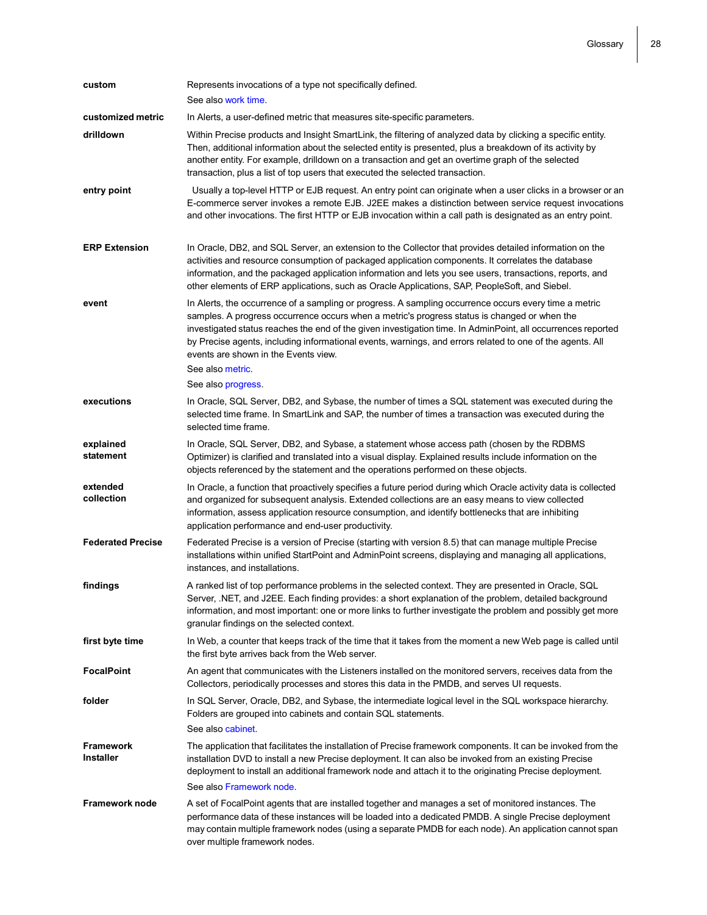**custom** Represents invocations of a type not specifically defined.

See also work time.

**customized metric** In Alerts, a user-defined metric that measures site-specific parameters.

**drilldown** Within Precise products and Insight SmartLink, the filtering of analyzed data by clicking a specific entity. Then, additional information about the selected entity is presented, plus a breakdown of its activity by another entity. For example, drilldown on a transaction and get an overtime graph of the selected transaction, plus a list of top users that executed the selected transaction.

**entry point** Usually a top-level HTTP or EJB request. An entry point can originate when a user clicks in a browser or an E-commerce server invokes a remote EJB. J2EE makes a distinction between service request invocations and other invocations. The first HTTP or EJB invocation within a call path is designated as an entry point.

**ERP Extension** In Oracle, DB2, and SQL Server, an extension to the Collector that provides detailed information on the activities and resource consumption of packaged application components. It correlates the database information, and the packaged application information and lets you see users, transactions, reports, and other elements of ERP applications, such as Oracle Applications, SAP, PeopleSoft, and Siebel.

**event** In Alerts, the occurrence of a sampling or progress. A sampling occurrence occurs every time a metric samples. A progress occurrence occurs when a metric's progress status is changed or when the investigated status reaches the end of the given investigation time. In AdminPoint, all occurrences reported by Precise agents, including informational events, warnings, and errors related to one of the agents. All events are shown in the Events view.

See also metric.

See also progress.

**executions** In Oracle, SQL Server, DB2, and Sybase, the number of times a SQL statement was executed during the selected time frame. In SmartLink and SAP, the number of times a transaction was executed during the selected time frame.

**explained statement** In Oracle, SQL Server, DB2, and Sybase, a statement whose access path (chosen by the RDBMS Optimizer) is clarified and translated into a visual display. Explained results include information on the objects referenced by the statement and the operations performed on these objects.

**extended collection** In Oracle, a function that proactively specifies a future period during which Oracle activity data is collected and organized for subsequent analysis. Extended collections are an easy means to view collected information, assess application resource consumption, and identify bottlenecks that are inhibiting application performance and end-user productivity.

**Federated Precise** Federated Precise is a version of Precise (starting with version 8.5) that can manage multiple Precise installations within unified StartPoint and AdminPoint screens, displaying and managing all applications, instances, and installations.

**findings** A ranked list of top performance problems in the selected context. They are presented in Oracle, SQL Server, .NET, and J2EE. Each finding provides: a short explanation of the problem, detailed background information, and most important: one or more links to further investigate the problem and possibly get more granular findings on the selected context.

**first byte time** In Web, a counter that keeps track of the time that it takes from the moment a new Web page is called until the first byte arrives back from the Web server.

**FocalPoint** An agent that communicates with the Listeners installed on the monitored servers, receives data from the Collectors, periodically processes and stores this data in the PMDB, and serves UI requests.

**folder** In SQL Server, Oracle, DB2, and Sybase, the intermediate logical level in the SQL workspace hierarchy. Folders are grouped into cabinets and contain SQL statements.

See also cabinet.

**Framework Installer** The application that facilitates the installation of Precise framework components. It can be invoked from the installation DVD to install a new Precise deployment. It can also be invoked from an existing Precise deployment to install an additional framework node and attach it to the originating Precise deployment.

See also Framework node.

**Framework node** A set of FocalPoint agents that are installed together and manages a set of monitored instances. The performance data of these instances will be loaded into a dedicated PMDB. A single Precise deployment may contain multiple framework nodes (using a separate PMDB for each node). An application cannot span over multiple framework nodes.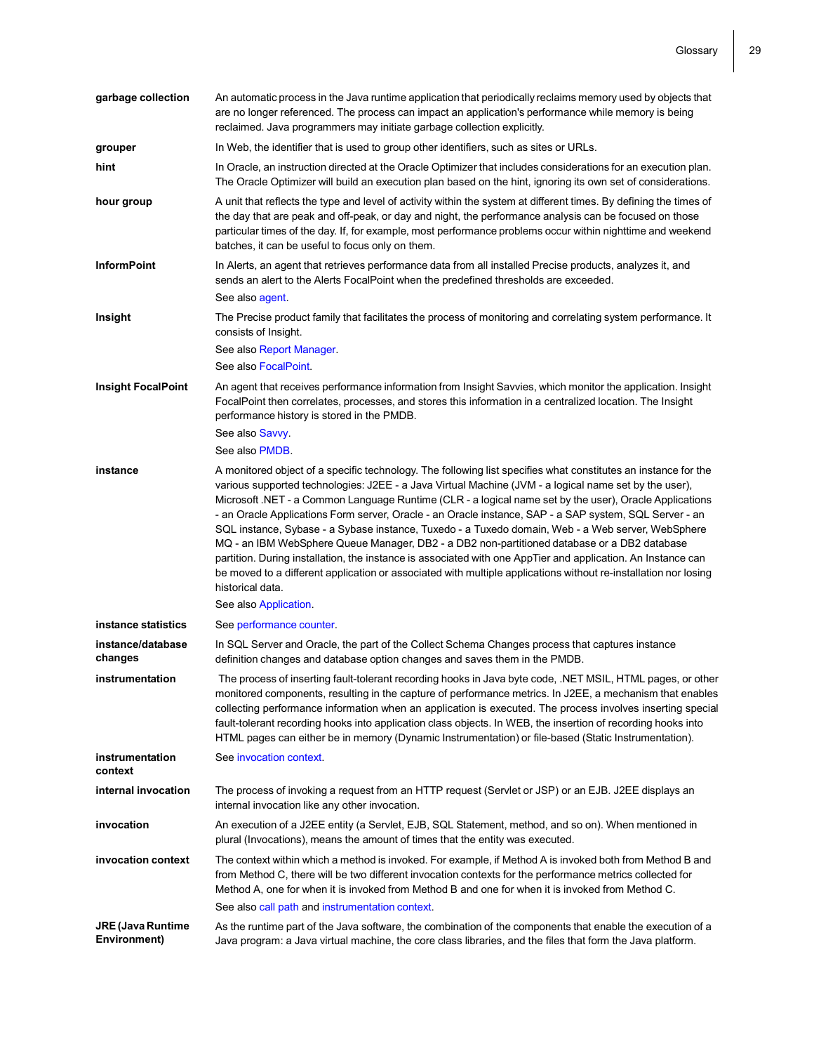**garbage collection** An automatic process in the Java runtime application that periodically reclaims memory used by objects that are no longer referenced. The process can impact an application's performance while memory is being reclaimed. Java programmers may initiate garbage collection explicitly.

**grouper** In Web, the identifier that is used to group other identifiers, such as sites or URLs.

**hint** In Oracle, an instruction directed at the Oracle Optimizer that includes considerations for an execution plan. The Oracle Optimizer will build an execution plan based on the hint, ignoring its own set of considerations.

**hour group** A unit that reflects the type and level of activity within the system at different times. By defining the times of the day that are peak and off-peak, or day and night, the performance analysis can be focused on those particular times of the day. If, for example, most performance problems occur within nighttime and weekend batches, it can be useful to focus only on them.

**InformPoint** In Alerts, an agent that retrieves performance data from all installed Precise products, analyzes it, and sends an alert to the Alerts FocalPoint when the predefined thresholds are exceeded.

See also agent.

**Insight** The Precise product family that facilitates the process of monitoring and correlating system performance. It consists of Insight.

See also Report Manager.

See also FocalPoint.

**Insight FocalPoint** An agent that receives performance information from Insight Savvies, which monitor the application. Insight FocalPoint then correlates, processes, and stores this information in a centralized location. The Insight performance history is stored in the PMDB.

See also Savvy.

See also PMDB.

**instance** A monitored object of a specific technology. The following list specifies what constitutes an instance for the various supported technologies: J2EE - a Java Virtual Machine (JVM - a logical name set by the user), Microsoft .NET - a Common Language Runtime (CLR - a logical name set by the user), Oracle Applications - an Oracle Applications Form server, Oracle - an Oracle instance, SAP - a SAP system, SQL Server - an SQL instance, Sybase - a Sybase instance, Tuxedo - a Tuxedo domain, Web - a Web server, WebSphere MQ - an IBM WebSphere Queue Manager, DB2 - a DB2 non-partitioned database or a DB2 database partition. During installation, the instance is associated with one AppTier and application. An Instance can be moved to a different application or associated with multiple applications without re-installation nor losing historical data.

See also Application.

**instance statistics** See performance counter.

**instance/database changes** In SQL Server and Oracle, the part of the Collect Schema Changes process that captures instance definition changes and database option changes and saves them in the PMDB.

**instrumentation** The process of inserting fault-tolerant recording hooks in Java byte code, .NET MSIL, HTML pages, or other monitored components, resulting in the capture of performance metrics. In J2EE, a mechanism that enables collecting performance information when an application is executed. The process involves inserting special fault-tolerant recording hooks into application class objects. In WEB, the insertion of recording hooks into HTML pages can either be in memory (Dynamic Instrumentation) or file-based (Static Instrumentation).

**instrumentation context** See invocation context.

**internal invocation** The process of invoking a request from an HTTP request (Servlet or JSP) or an EJB. J2EE displays an internal invocation like any other invocation.

**invocation** An execution of a J2EE entity (a Servlet, EJB, SQL Statement, method, and so on). When mentioned in plural (Invocations), means the amount of times that the entity was executed.

**invocation context** The context within which a method is invoked. For example, if Method A is invoked both from Method B and from Method C, there will be two different invocation contexts for the performance metrics collected for Method A, one for when it is invoked from Method B and one for when it is invoked from Method C.

See also call path and instrumentation context.

**JRE (Java Runtime Environment)** As the runtime part of the Java software, the combination of the components that enable the execution of a Java program: a Java virtual machine, the core class libraries, and the files that form the Java platform.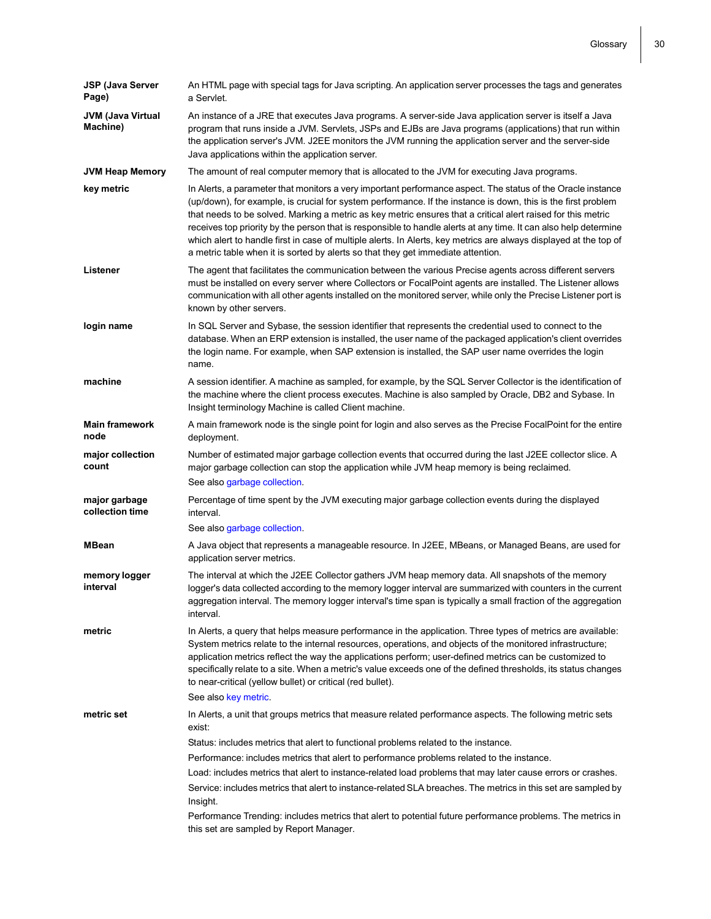**JSP (Java Server Page)**
An HTML page with special tags for Java scripting. An application server processes the tags and generates a Servlet.

**JVM (Java Virtual Machine)**
An instance of a JRE that executes Java programs. A server-side Java application server is itself a Java program that runs inside a JVM. Servlets, JSPs and EJBs are Java programs (applications) that run within the application server's JVM. J2EE monitors the JVM running the application server and the server-side Java applications within the application server.

**JVM Heap Memory**
The amount of real computer memory that is allocated to the JVM for executing Java programs.

**key metric**
In Alerts, a parameter that monitors a very important performance aspect. The status of the Oracle instance (up/down), for example, is crucial for system performance. If the instance is down, this is the first problem that needs to be solved. Marking a metric as key metric ensures that a critical alert raised for this metric receives top priority by the person that is responsible to handle alerts at any time. It can also help determine which alert to handle first in case of multiple alerts. In Alerts, key metrics are always displayed at the top of a metric table when it is sorted by alerts so that they get immediate attention.

**Listener**
The agent that facilitates the communication between the various Precise agents across different servers must be installed on every server where Collectors or FocalPoint agents are installed. The Listener allows communication with all other agents installed on the monitored server, while only the Precise Listener port is known by other servers.

**login name**
In SQL Server and Sybase, the session identifier that represents the credential used to connect to the database. When an ERP extension is installed, the user name of the packaged application's client overrides the login name. For example, when SAP extension is installed, the SAP user name overrides the login name.

**machine**
A session identifier. A machine as sampled, for example, by the SQL Server Collector is the identification of the machine where the client process executes. Machine is also sampled by Oracle, DB2 and Sybase. In Insight terminology Machine is called Client machine.

**Main framework node**
A main framework node is the single point for login and also serves as the Precise FocalPoint for the entire deployment.

**major collection count**
Number of estimated major garbage collection events that occurred during the last J2EE collector slice. A major garbage collection can stop the application while JVM heap memory is being reclaimed.

See also garbage collection.

**major garbage collection time**
Percentage of time spent by the JVM executing major garbage collection events during the displayed interval.

See also garbage collection.

**MBean**
A Java object that represents a manageable resource. In J2EE, MBeans, or Managed Beans, are used for application server metrics.

**memory logger interval**
The interval at which the J2EE Collector gathers JVM heap memory data. All snapshots of the memory logger's data collected according to the memory logger interval are summarized with counters in the current aggregation interval. The memory logger interval's time span is typically a small fraction of the aggregation interval.

**metric**
In Alerts, a query that helps measure performance in the application. Three types of metrics are available: System metrics relate to the internal resources, operations, and objects of the monitored infrastructure; application metrics reflect the way the applications perform; user-defined metrics can be customized to specifically relate to a site. When a metric's value exceeds one of the defined thresholds, its status changes to near-critical (yellow bullet) or critical (red bullet).

See also key metric.

**metric set**
In Alerts, a unit that groups metrics that measure related performance aspects. The following metric sets exist:

Status: includes metrics that alert to functional problems related to the instance.

Performance: includes metrics that alert to performance problems related to the instance.

Load: includes metrics that alert to instance-related load problems that may later cause errors or crashes.

Service: includes metrics that alert to instance-related SLA breaches. The metrics in this set are sampled by Insight.

Performance Trending: includes metrics that alert to potential future performance problems. The metrics in this set are sampled by Report Manager.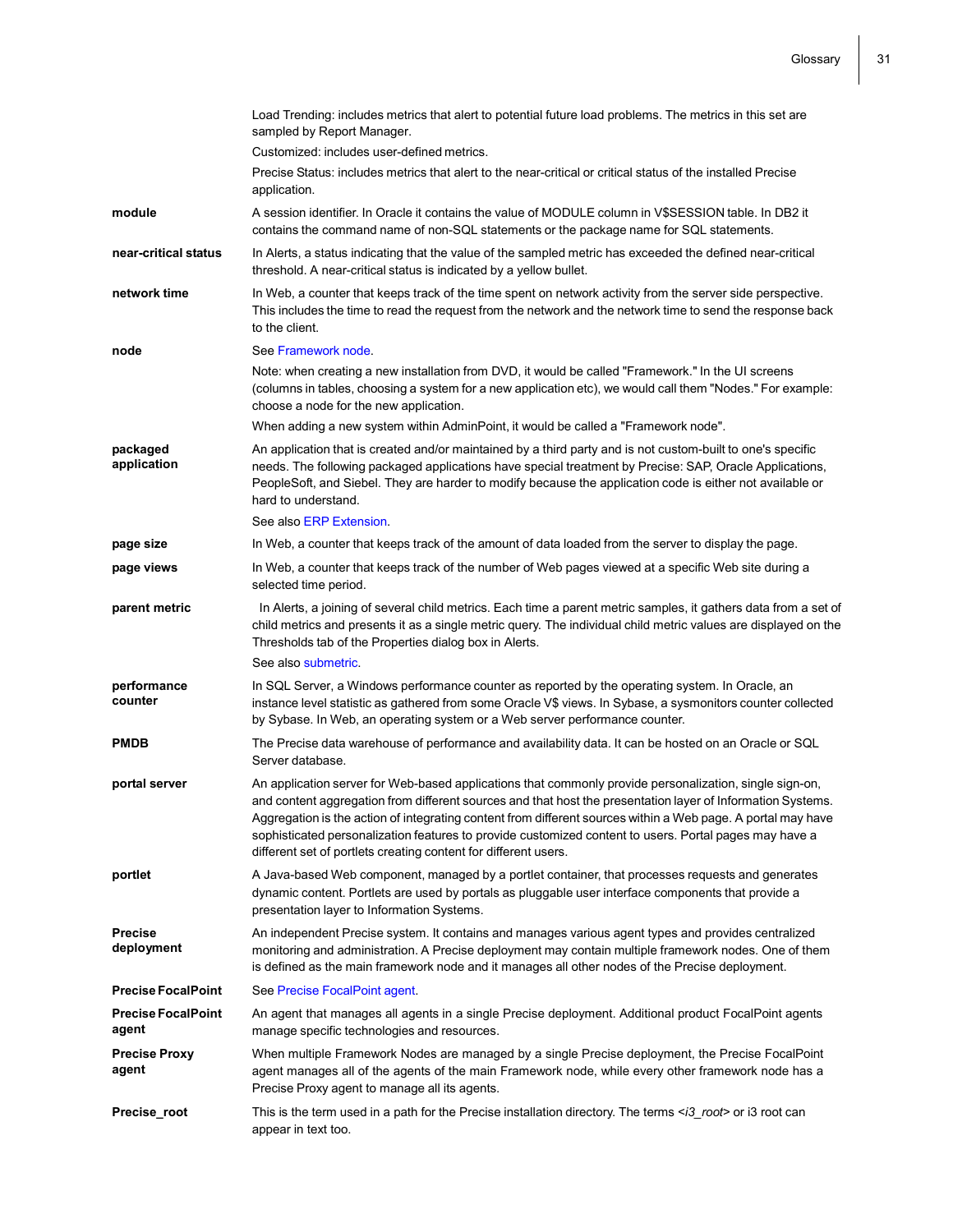Load Trending: includes metrics that alert to potential future load problems. The metrics in this set are sampled by Report Manager.

Customized: includes user-defined metrics.

Precise Status: includes metrics that alert to the near-critical or critical status of the installed Precise application.

**module**
A session identifier. In Oracle it contains the value of MODULE column in V$SESSION table. In DB2 it contains the command name of non-SQL statements or the package name for SQL statements.

**near-critical status**
In Alerts, a status indicating that the value of the sampled metric has exceeded the defined near-critical threshold. A near-critical status is indicated by a yellow bullet.

**network time**
In Web, a counter that keeps track of the time spent on network activity from the server side perspective. This includes the time to read the request from the network and the network time to send the response back to the client.

**node**
See Framework node.

Note: when creating a new installation from DVD, it would be called "Framework." In the UI screens (columns in tables, choosing a system for a new application etc), we would call them "Nodes." For example: choose a node for the new application.

When adding a new system within AdminPoint, it would be called a "Framework node".

**packaged application**
An application that is created and/or maintained by a third party and is not custom-built to one's specific needs. The following packaged applications have special treatment by Precise: SAP, Oracle Applications, PeopleSoft, and Siebel. They are harder to modify because the application code is either not available or hard to understand.

See also ERP Extension.

**page size**
In Web, a counter that keeps track of the amount of data loaded from the server to display the page.

**page views**
In Web, a counter that keeps track of the number of Web pages viewed at a specific Web site during a selected time period.

**parent metric**
In Alerts, a joining of several child metrics. Each time a parent metric samples, it gathers data from a set of child metrics and presents it as a single metric query. The individual child metric values are displayed on the Thresholds tab of the Properties dialog box in Alerts.

See also submetric.

**performance counter**
In SQL Server, a Windows performance counter as reported by the operating system. In Oracle, an instance level statistic as gathered from some Oracle V$ views. In Sybase, a sysmonitors counter collected by Sybase. In Web, an operating system or a Web server performance counter.

**PMDB**
The Precise data warehouse of performance and availability data. It can be hosted on an Oracle or SQL Server database.

**portal server**
An application server for Web-based applications that commonly provide personalization, single sign-on, and content aggregation from different sources and that host the presentation layer of Information Systems. Aggregation is the action of integrating content from different sources within a Web page. A portal may have sophisticated personalization features to provide customized content to users. Portal pages may have a different set of portlets creating content for different users.

**portlet**
A Java-based Web component, managed by a portlet container, that processes requests and generates dynamic content. Portlets are used by portals as pluggable user interface components that provide a presentation layer to Information Systems.

**Precise deployment**
An independent Precise system. It contains and manages various agent types and provides centralized monitoring and administration. A Precise deployment may contain multiple framework nodes. One of them is defined as the main framework node and it manages all other nodes of the Precise deployment.

**Precise FocalPoint**
See Precise FocalPoint agent.

**Precise FocalPoint agent**
An agent that manages all agents in a single Precise deployment. Additional product FocalPoint agents manage specific technologies and resources.

**Precise Proxy agent**
When multiple Framework Nodes are managed by a single Precise deployment, the Precise FocalPoint agent manages all of the agents of the main Framework node, while every other framework node has a Precise Proxy agent to manage all its agents.

**Precise_root**
This is the term used in a path for the Precise installation directory. The terms *<i3_root>* or i3 root can appear in text too.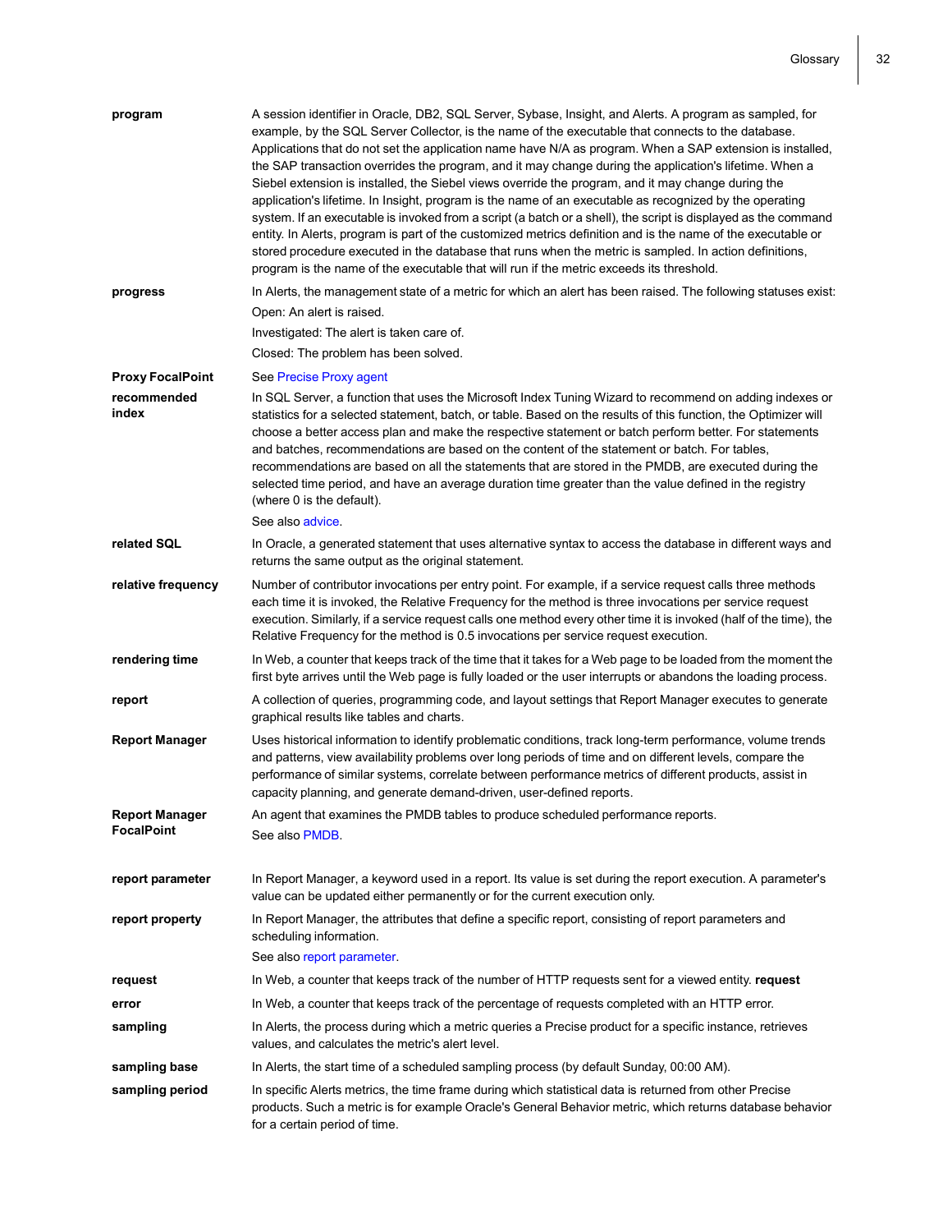**program**

A session identifier in Oracle, DB2, SQL Server, Sybase, Insight, and Alerts. A program as sampled, for example, by the SQL Server Collector, is the name of the executable that connects to the database. Applications that do not set the application name have N/A as program. When a SAP extension is installed, the SAP transaction overrides the program, and it may change during the application's lifetime. When a Siebel extension is installed, the Siebel views override the program, and it may change during the application's lifetime. In Insight, program is the name of an executable as recognized by the operating system. If an executable is invoked from a script (a batch or a shell), the script is displayed as the command entity. In Alerts, program is part of the customized metrics definition and is the name of the executable or stored procedure executed in the database that runs when the metric is sampled. In action definitions, program is the name of the executable that will run if the metric exceeds its threshold.

**progress**

In Alerts, the management state of a metric for which an alert has been raised. The following statuses exist:

Open: An alert is raised.

Investigated: The alert is taken care of.

Closed: The problem has been solved.

**Proxy FocalPoint**

See Precise Proxy agent

**recommended index**

In SQL Server, a function that uses the Microsoft Index Tuning Wizard to recommend on adding indexes or statistics for a selected statement, batch, or table. Based on the results of this function, the Optimizer will choose a better access plan and make the respective statement or batch perform better. For statements and batches, recommendations are based on the content of the statement or batch. For tables, recommendations are based on all the statements that are stored in the PMDB, are executed during the selected time period, and have an average duration time greater than the value defined in the registry (where 0 is the default).

See also advice.

**related SQL**

In Oracle, a generated statement that uses alternative syntax to access the database in different ways and returns the same output as the original statement.

**relative frequency**

Number of contributor invocations per entry point. For example, if a service request calls three methods each time it is invoked, the Relative Frequency for the method is three invocations per service request execution. Similarly, if a service request calls one method every other time it is invoked (half of the time), the Relative Frequency for the method is 0.5 invocations per service request execution.

**rendering time**

In Web, a counter that keeps track of the time that it takes for a Web page to be loaded from the moment the first byte arrives until the Web page is fully loaded or the user interrupts or abandons the loading process.

**report**

A collection of queries, programming code, and layout settings that Report Manager executes to generate graphical results like tables and charts.

**Report Manager**

Uses historical information to identify problematic conditions, track long-term performance, volume trends and patterns, view availability problems over long periods of time and on different levels, compare the performance of similar systems, correlate between performance metrics of different products, assist in capacity planning, and generate demand-driven, user-defined reports.

**Report Manager FocalPoint**

An agent that examines the PMDB tables to produce scheduled performance reports.

See also PMDB.

**report parameter**

In Report Manager, a keyword used in a report. Its value is set during the report execution. A parameter's value can be updated either permanently or for the current execution only.

**report property**

In Report Manager, the attributes that define a specific report, consisting of report parameters and scheduling information.

See also report parameter.

**request**

In Web, a counter that keeps track of the number of HTTP requests sent for a viewed entity. **request**

**error**

In Web, a counter that keeps track of the percentage of requests completed with an HTTP error.

**sampling**

In Alerts, the process during which a metric queries a Precise product for a specific instance, retrieves values, and calculates the metric's alert level.

**sampling base**

In Alerts, the start time of a scheduled sampling process (by default Sunday, 00:00 AM).

**sampling period**

In specific Alerts metrics, the time frame during which statistical data is returned from other Precise products. Such a metric is for example Oracle's General Behavior metric, which returns database behavior for a certain period of time.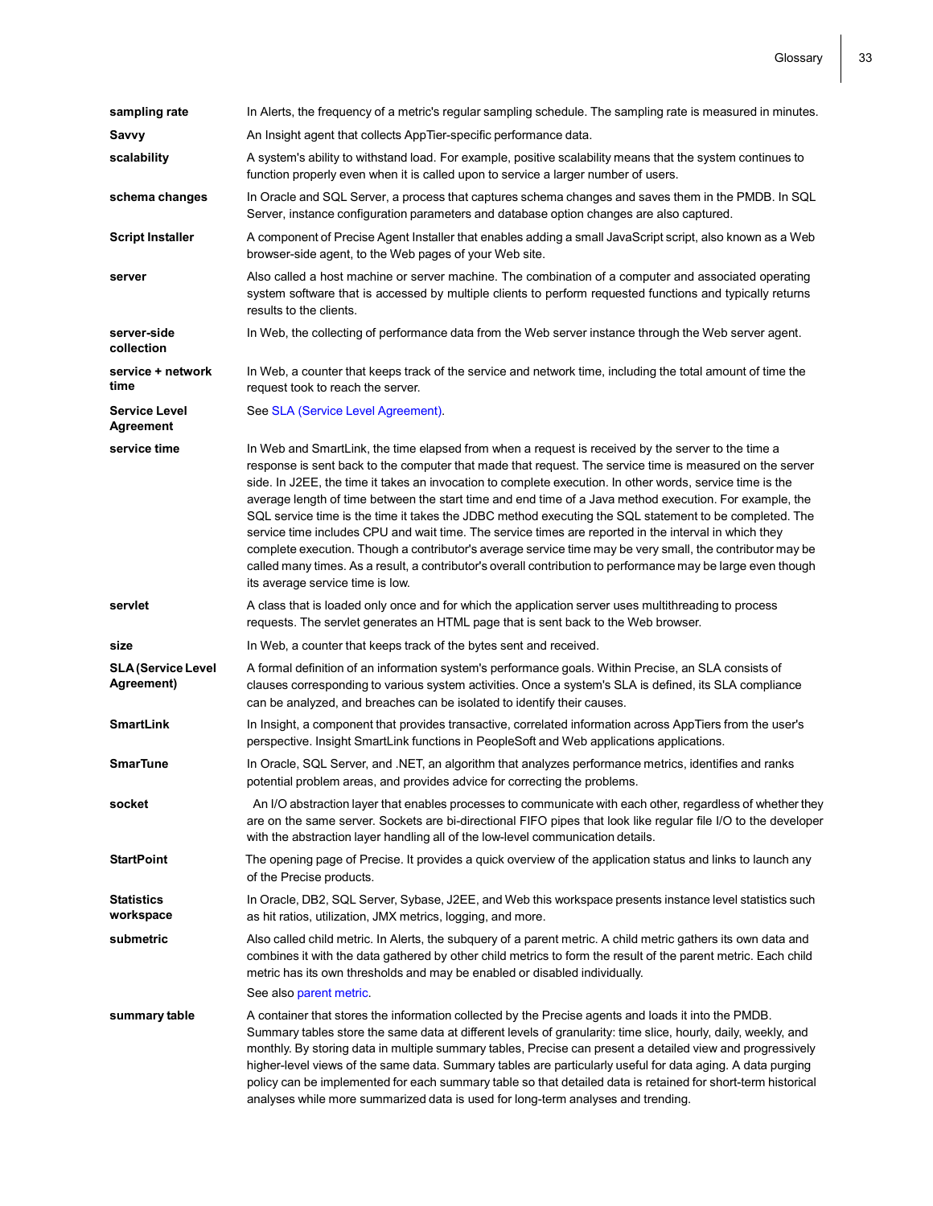| | |
|---|---|
| **sampling rate** | In Alerts, the frequency of a metric's regular sampling schedule. The sampling rate is measured in minutes. |
| **Savvy** | An Insight agent that collects AppTier-specific performance data. |
| **scalability** | A system's ability to withstand load. For example, positive scalability means that the system continues to function properly even when it is called upon to service a larger number of users. |
| **schema changes** | In Oracle and SQL Server, a process that captures schema changes and saves them in the PMDB. In SQL Server, instance configuration parameters and database option changes are also captured. |
| **Script Installer** | A component of Precise Agent Installer that enables adding a small JavaScript script, also known as a Web browser-side agent, to the Web pages of your Web site. |
| **server** | Also called a host machine or server machine. The combination of a computer and associated operating system software that is accessed by multiple clients to perform requested functions and typically returns results to the clients. |
| **server-side collection** | In Web, the collecting of performance data from the Web server instance through the Web server agent. |
| **service + network time** | In Web, a counter that keeps track of the service and network time, including the total amount of time the request took to reach the server. |
| **Service Level Agreement** | See SLA (Service Level Agreement). |
| **service time** | In Web and SmartLink, the time elapsed from when a request is received by the server to the time a response is sent back to the computer that made that request. The service time is measured on the server side. In J2EE, the time it takes an invocation to complete execution. In other words, service time is the average length of time between the start time and end time of a Java method execution. For example, the SQL service time is the time it takes the JDBC method executing the SQL statement to be completed. The service time includes CPU and wait time. The service times are reported in the interval in which they complete execution. Though a contributor's average service time may be very small, the contributor may be called many times. As a result, a contributor's overall contribution to performance may be large even though its average service time is low. |
| **servlet** | A class that is loaded only once and for which the application server uses multithreading to process requests. The servlet generates an HTML page that is sent back to the Web browser. |
| **size** | In Web, a counter that keeps track of the bytes sent and received. |
| **SLA (Service Level Agreement)** | A formal definition of an information system's performance goals. Within Precise, an SLA consists of clauses corresponding to various system activities. Once a system's SLA is defined, its SLA compliance can be analyzed, and breaches can be isolated to identify their causes. |
| **SmartLink** | In Insight, a component that provides transactive, correlated information across AppTiers from the user's perspective. Insight SmartLink functions in PeopleSoft and Web applications applications. |
| **SmarTune** | In Oracle, SQL Server, and .NET, an algorithm that analyzes performance metrics, identifies and ranks potential problem areas, and provides advice for correcting the problems. |
| **socket** | An I/O abstraction layer that enables processes to communicate with each other, regardless of whether they are on the same server. Sockets are bi-directional FIFO pipes that look like regular file I/O to the developer with the abstraction layer handling all of the low-level communication details. |
| **StartPoint** | The opening page of Precise. It provides a quick overview of the application status and links to launch any of the Precise products. |
| **Statistics workspace** | In Oracle, DB2, SQL Server, Sybase, J2EE, and Web this workspace presents instance level statistics such as hit ratios, utilization, JMX metrics, logging, and more. |
| **submetric** | Also called child metric. In Alerts, the subquery of a parent metric. A child metric gathers its own data and combines it with the data gathered by other child metrics to form the result of the parent metric. Each child metric has its own thresholds and may be enabled or disabled individually. See also parent metric. |
| **summary table** | A container that stores the information collected by the Precise agents and loads it into the PMDB. Summary tables store the same data at different levels of granularity: time slice, hourly, daily, weekly, and monthly. By storing data in multiple summary tables, Precise can present a detailed view and progressively higher-level views of the same data. Summary tables are particularly useful for data aging. A data purging policy can be implemented for each summary table so that detailed data is retained for short-term historical analyses while more summarized data is used for long-term analyses and trending. |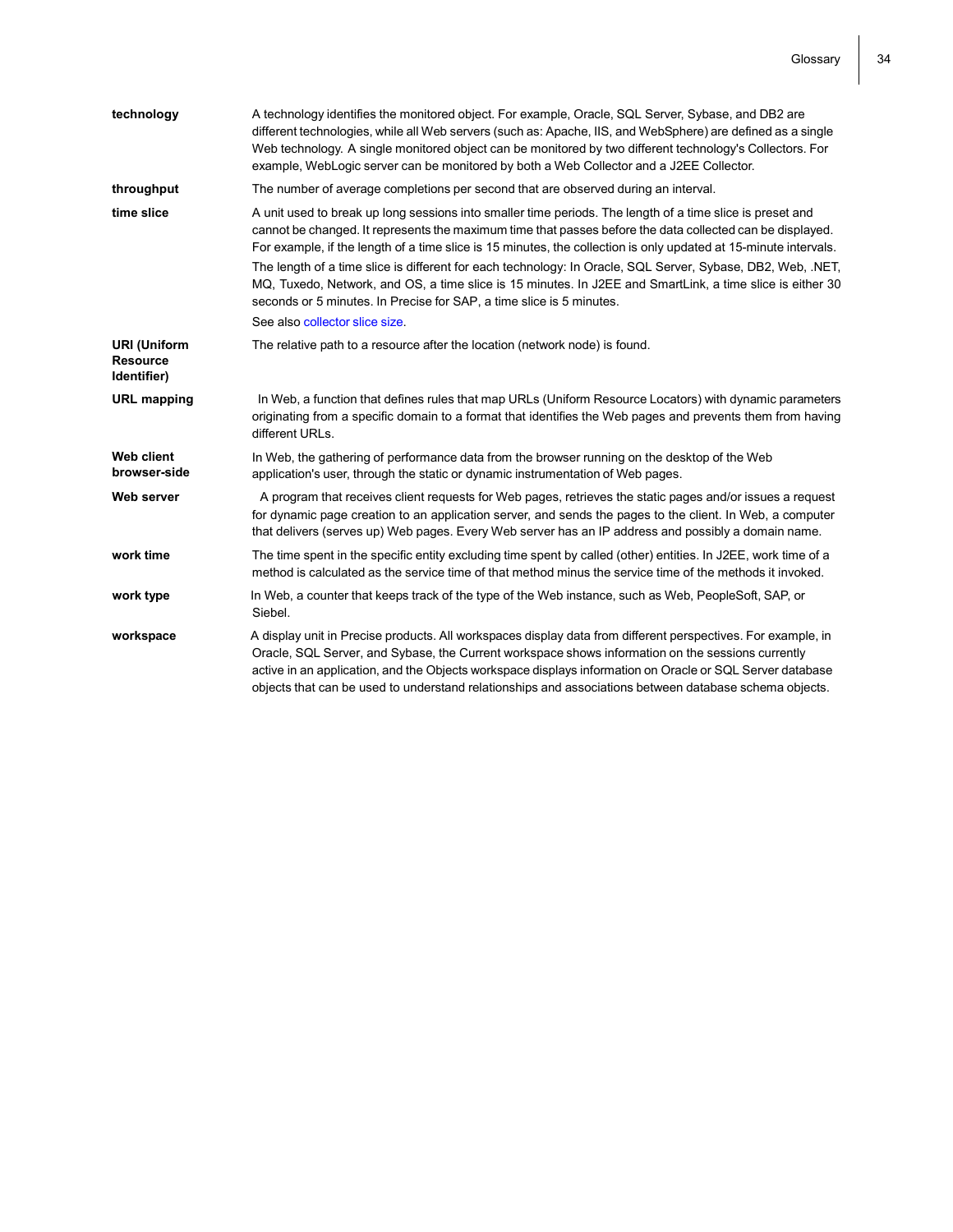**technology**
A technology identifies the monitored object. For example, Oracle, SQL Server, Sybase, and DB2 are different technologies, while all Web servers (such as: Apache, IIS, and WebSphere) are defined as a single Web technology. A single monitored object can be monitored by two different technology's Collectors. For example, WebLogic server can be monitored by both a Web Collector and a J2EE Collector.

**throughput**
The number of average completions per second that are observed during an interval.

**time slice**
A unit used to break up long sessions into smaller time periods. The length of a time slice is preset and cannot be changed. It represents the maximum time that passes before the data collected can be displayed. For example, if the length of a time slice is 15 minutes, the collection is only updated at 15-minute intervals.

The length of a time slice is different for each technology: In Oracle, SQL Server, Sybase, DB2, Web, .NET, MQ, Tuxedo, Network, and OS, a time slice is 15 minutes. In J2EE and SmartLink, a time slice is either 30 seconds or 5 minutes. In Precise for SAP, a time slice is 5 minutes.

See also collector slice size.

**URI (Uniform Resource Identifier)**
The relative path to a resource after the location (network node) is found.

**URL mapping**
In Web, a function that defines rules that map URLs (Uniform Resource Locators) with dynamic parameters originating from a specific domain to a format that identifies the Web pages and prevents them from having different URLs.

**Web client browser-side**
In Web, the gathering of performance data from the browser running on the desktop of the Web application's user, through the static or dynamic instrumentation of Web pages.

**Web server**
A program that receives client requests for Web pages, retrieves the static pages and/or issues a request for dynamic page creation to an application server, and sends the pages to the client. In Web, a computer that delivers (serves up) Web pages. Every Web server has an IP address and possibly a domain name.

**work time**
The time spent in the specific entity excluding time spent by called (other) entities. In J2EE, work time of a method is calculated as the service time of that method minus the service time of the methods it invoked.

**work type**
In Web, a counter that keeps track of the type of the Web instance, such as Web, PeopleSoft, SAP, or Siebel.

**workspace**
A display unit in Precise products. All workspaces display data from different perspectives. For example, in Oracle, SQL Server, and Sybase, the Current workspace shows information on the sessions currently active in an application, and the Objects workspace displays information on Oracle or SQL Server database objects that can be used to understand relationships and associations between database schema objects.